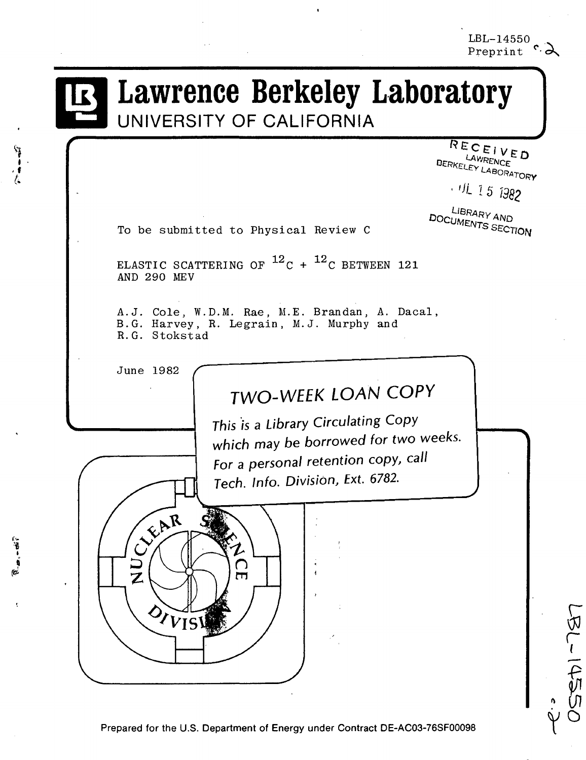LBL-14550
Preprint

# Lawrence Berkeley Laboratory

## UNIVERSITY OF CALIFORNIA

RECEIVED
LAWRENCE
BERKELEY LABORATORY

JUL 15 1982

LIBRARY AND
DOCUMENTS SECTION

To be submitted to Physical Review C

ELASTIC SCATTERING OF $^{12}C$ + $^{12}C$ BETWEEN 121 AND 290 MEV

A.J. Cole, W.D.M. Rae, M.E. Brandan, A. Dacal, B.G. Harvey, R. Legrain, M.J. Murphy and R.G. Stokstad

June 1982

TWO-WEEK LOAN COPY

*This is a Library Circulating Copy which may be borrowed for two weeks. For a personal retention copy, call Tech. Info. Division, Ext. 6782.*

NUCLEAR SCIENCE DIVISION

LBL-14550

Prepared for the U.S. Department of Energy under Contract DE-AC03-76SF00098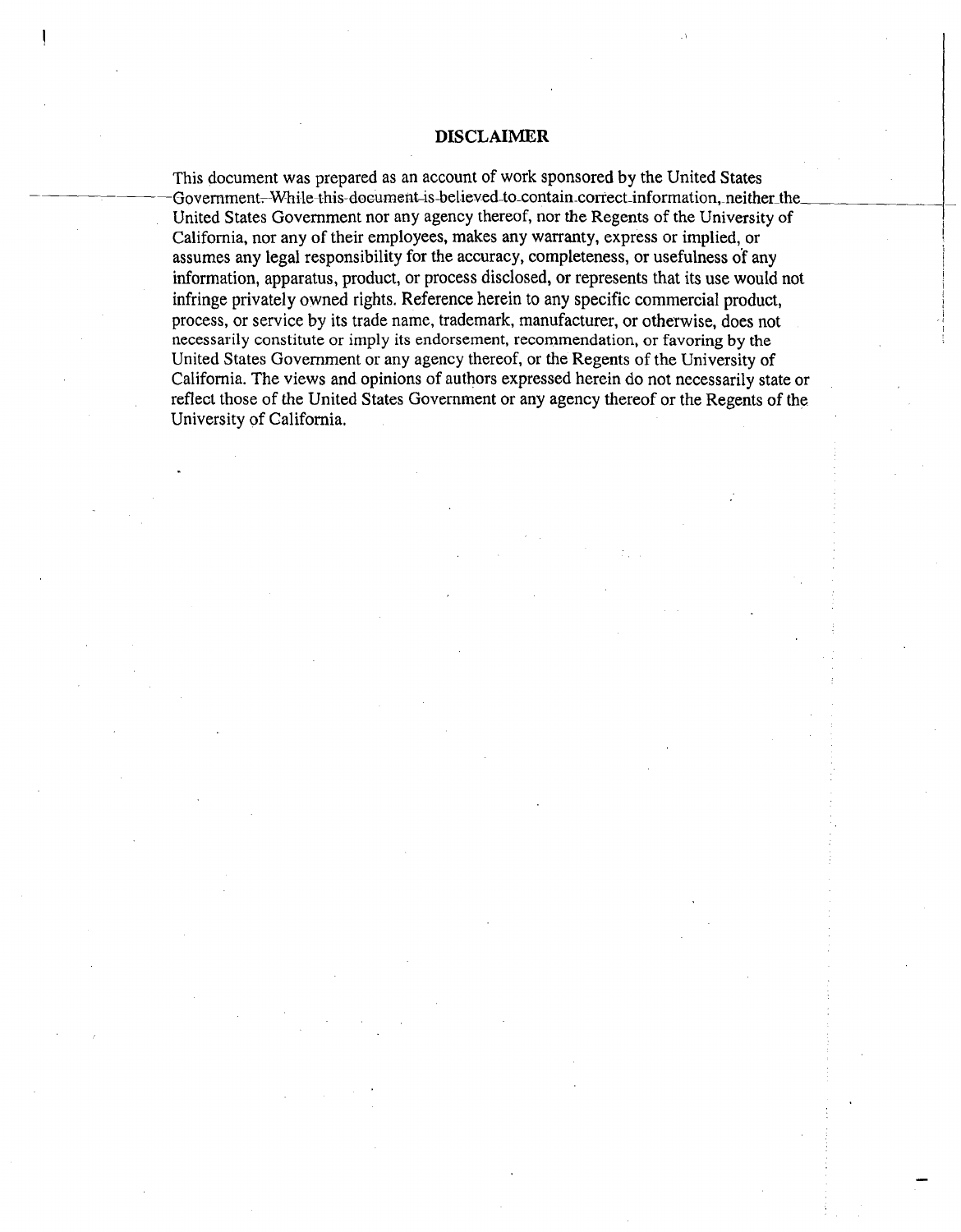# DISCLAIMER

This document was prepared as an account of work sponsored by the United States Government. While this document is believed to contain correct information, neither the United States Government nor any agency thereof, nor the Regents of the University of California, nor any of their employees, makes any warranty, express or implied, or assumes any legal responsibility for the accuracy, completeness, or usefulness of any information, apparatus, product, or process disclosed, or represents that its use would not infringe privately owned rights. Reference herein to any specific commercial product, process, or service by its trade name, trademark, manufacturer, or otherwise, does not necessarily constitute or imply its endorsement, recommendation, or favoring by the United States Government or any agency thereof, or the Regents of the University of California. The views and opinions of authors expressed herein do not necessarily state or reflect those of the United States Government or any agency thereof or the Regents of the University of California.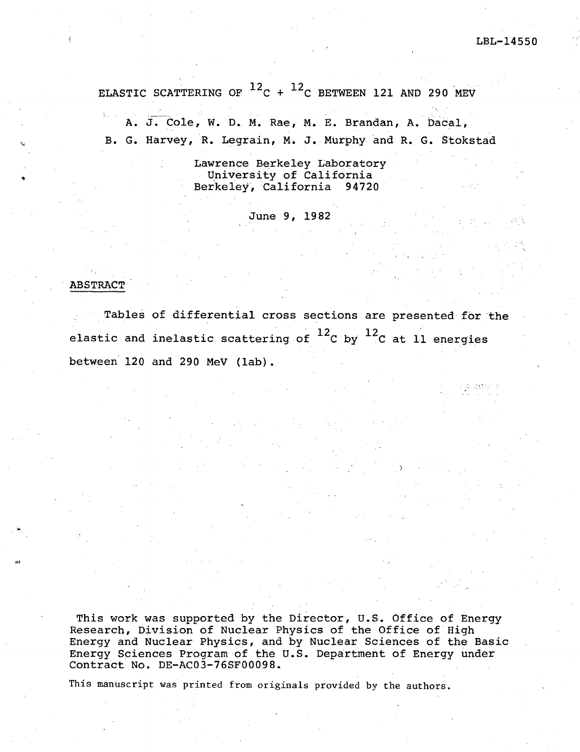LBL-14550

# ELASTIC SCATTERING OF $^{12}C$ + $^{12}C$ BETWEEN 121 AND 290 MEV

A. J. Cole, W. D. M. Rae, M. E. Brandan, A. Dacal,
B. G. Harvey, R. Legrain, M. J. Murphy and R. G. Stokstad

Lawrence Berkeley Laboratory
University of California
Berkeley, California 94720

June 9, 1982

## ABSTRACT

Tables of differential cross sections are presented for the elastic and inelastic scattering of $^{12}C$ by $^{12}C$ at 11 energies between 120 and 290 MeV (lab).

This work was supported by the Director, U.S. Office of Energy Research, Division of Nuclear Physics of the Office of High Energy and Nuclear Physics, and by Nuclear Sciences of the Basic Energy Sciences Program of the U.S. Department of Energy under Contract No. DE-AC03-76SF00098.

This manuscript was printed from originals provided by the authors.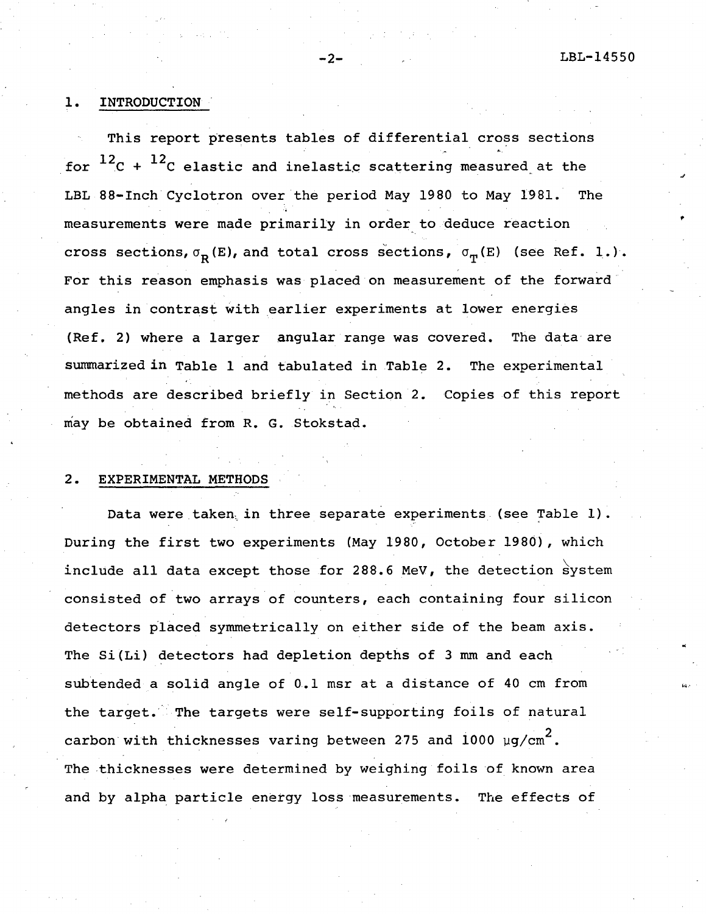## 1. INTRODUCTION

This report presents tables of differential cross sections for $^{12}C + ^{12}C$ elastic and inelastic scattering measured at the LBL 88-Inch Cyclotron over the period May 1980 to May 1981. The measurements were made primarily in order to deduce reaction cross sections, $\sigma_R(E)$, and total cross sections, $\sigma_T(E)$ (see Ref. 1.). For this reason emphasis was placed on measurement of the forward angles in contrast with earlier experiments at lower energies (Ref. 2) where a larger angular range was covered. The data are summarized in Table 1 and tabulated in Table 2. The experimental methods are described briefly in Section 2. Copies of this report may be obtained from R. G. Stokstad.

## 2. EXPERIMENTAL METHODS

Data were taken in three separate experiments (see Table 1). During the first two experiments (May 1980, October 1980), which include all data except those for 288.6 MeV, the detection system consisted of two arrays of counters, each containing four silicon detectors placed symmetrically on either side of the beam axis. The Si(Li) detectors had depletion depths of 3 mm and each subtended a solid angle of 0.1 msr at a distance of 40 cm from the target. The targets were self-supporting foils of natural carbon with thicknesses varing between 275 and 1000 $\mu g/cm^2$. The thicknesses were determined by weighing foils of known area and by alpha particle energy loss measurements. The effects of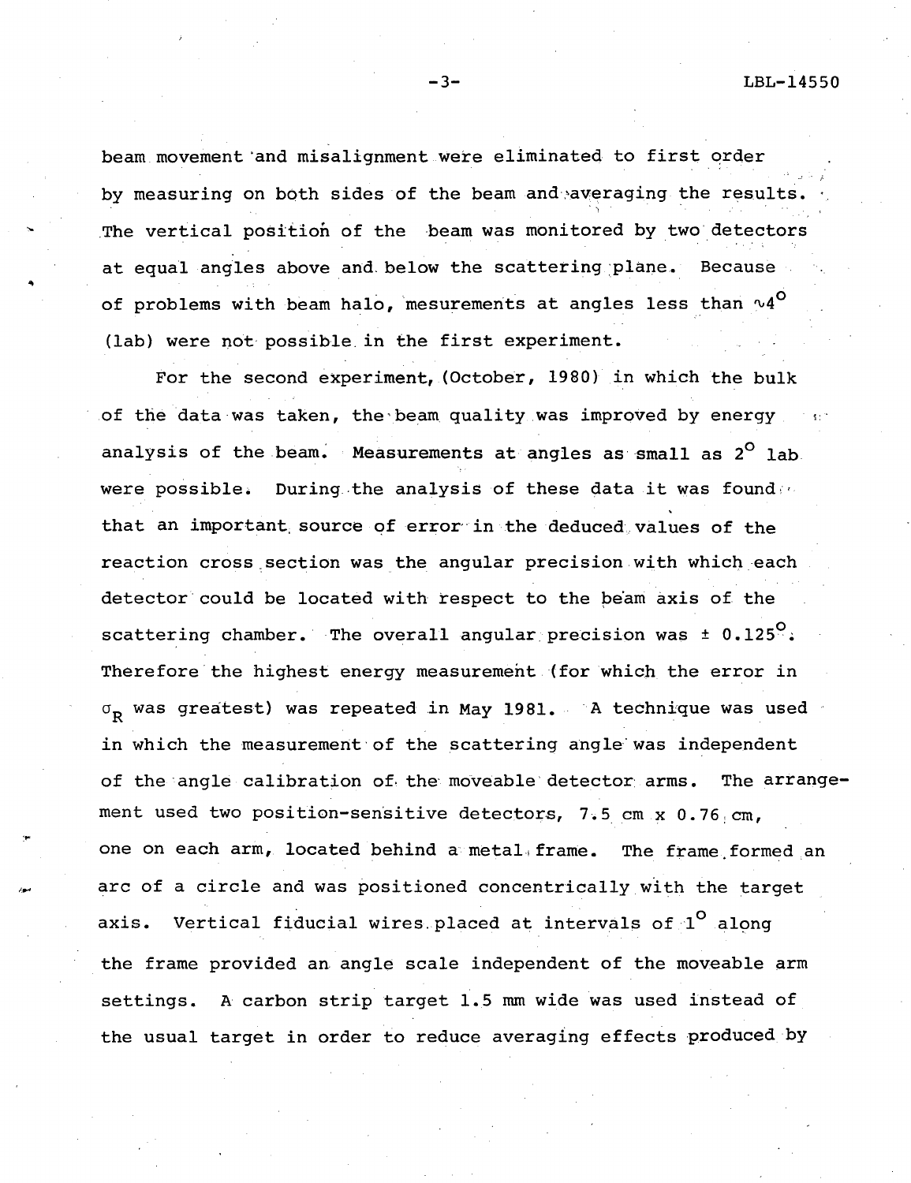beam movement and misalignment were eliminated to first order by measuring on both sides of the beam and averaging the results. The vertical position of the beam was monitored by two detectors at equal angles above and below the scattering plane. Because of problems with beam halo, mesurements at angles less than $\sim 4^{\circ}$ (lab) were not possible in the first experiment.

For the second experiment, (October, 1980) in which the bulk of the data was taken, the beam quality was improved by energy analysis of the beam. Measurements at angles as small as $2^{\circ}$ lab were possible. During the analysis of these data it was found that an important source of error in the deduced values of the reaction cross section was the angular precision with which each detector could be located with respect to the beam axis of the scattering chamber. The overall angular precision was $\pm 0.125^{\circ}$. Therefore the highest energy measurement (for which the error in $\sigma_R$ was greatest) was repeated in May 1981. A technique was used in which the measurement of the scattering angle was independent of the angle calibration of the moveable detector arms. The arrangement used two position-sensitive detectors, 7.5 cm x 0.76 cm, one on each arm, located behind a metal frame. The frame formed an arc of a circle and was positioned concentrically with the target axis. Vertical fiducial wires placed at intervals of $1^{\circ}$ along the frame provided an angle scale independent of the moveable arm settings. A carbon strip target 1.5 mm wide was used instead of the usual target in order to reduce averaging effects produced by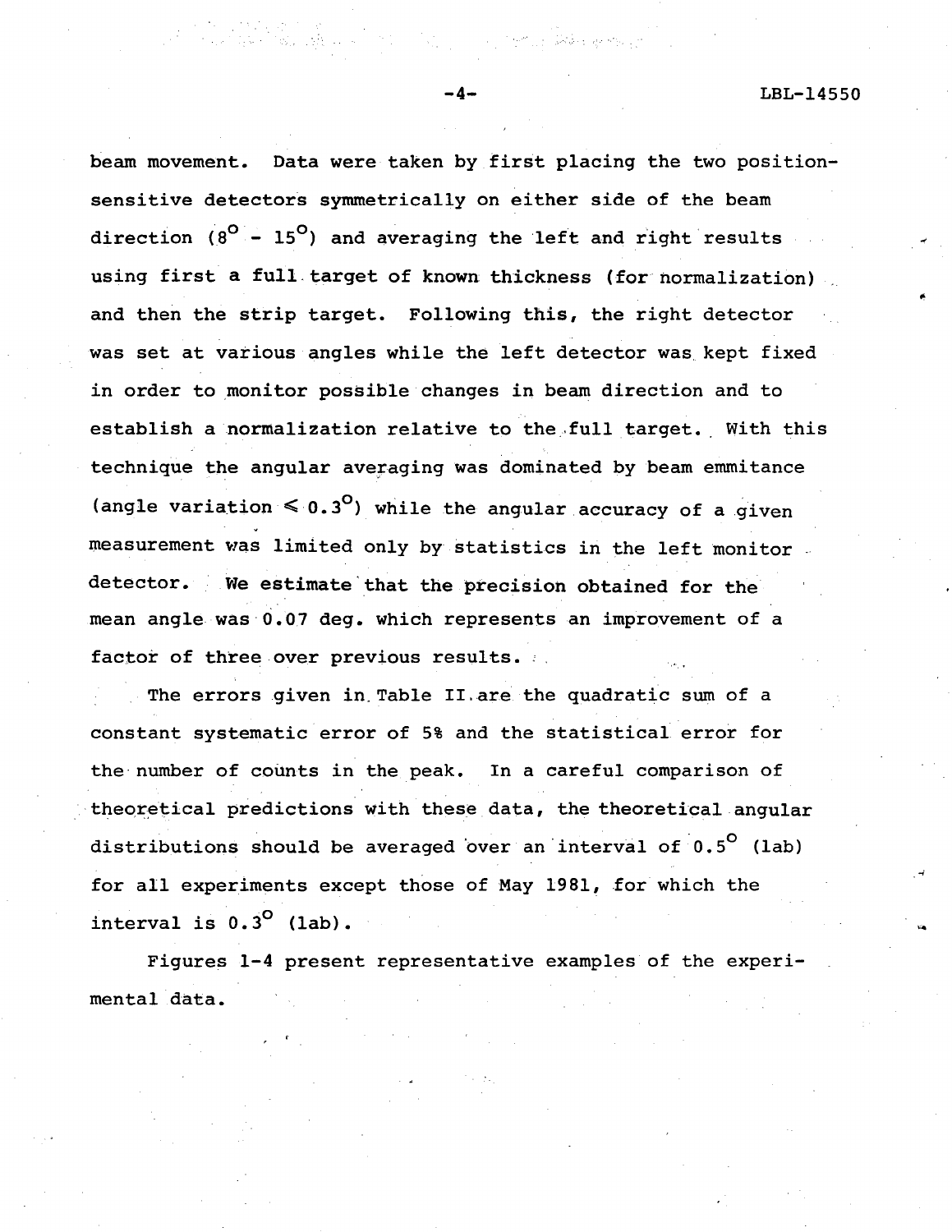beam movement. Data were taken by first placing the two position-sensitive detectors symmetrically on either side of the beam direction ($8^{\circ}$ - $15^{\circ}$) and averaging the left and right results using first a full target of known thickness (for normalization) and then the strip target. Following this, the right detector was set at various angles while the left detector was kept fixed in order to monitor possible changes in beam direction and to establish a normalization relative to the full target. With this technique the angular averaging was dominated by beam emmitance (angle variation $\leq 0.3^{\circ}$) while the angular accuracy of a given measurement was limited only by statistics in the left monitor detector. We estimate that the precision obtained for the mean angle was 0.07 deg. which represents an improvement of a factor of three over previous results.

The errors given in Table II are the quadratic sum of a constant systematic error of 5% and the statistical error for the number of counts in the peak. In a careful comparison of theoretical predictions with these data, the theoretical angular distributions should be averaged over an interval of $0.5^{\circ}$ (lab) for all experiments except those of May 1981, for which the interval is $0.3^{\circ}$ (lab).

Figures 1-4 present representative examples of the experimental data.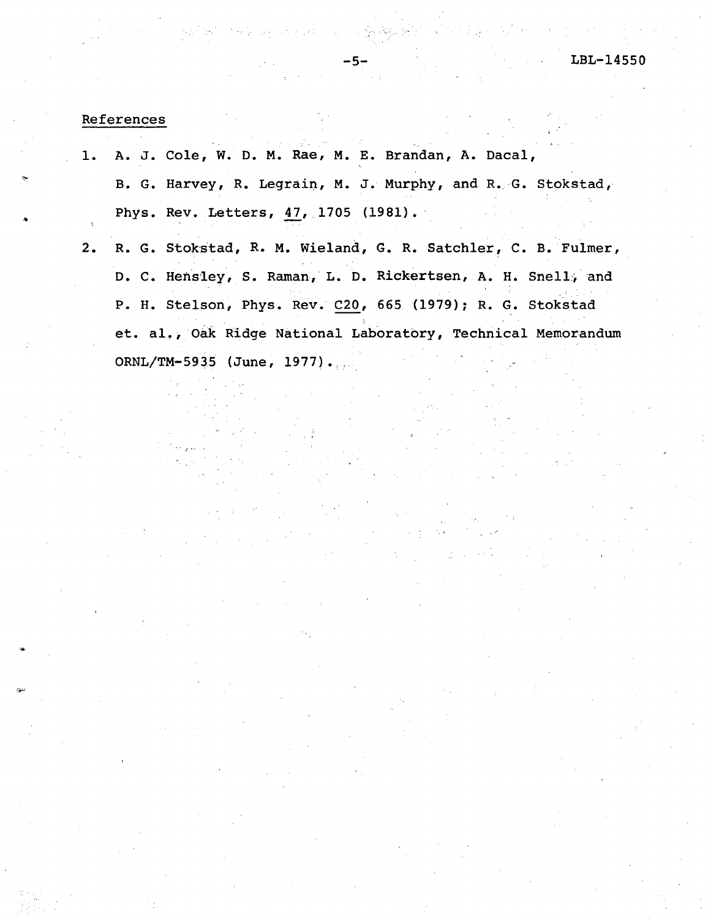## References

1. A. J. Cole, W. D. M. Rae, M. E. Brandan, A. Dacal, B. G. Harvey, R. Legrain, M. J. Murphy, and R. G. Stokstad, Phys. Rev. Letters, 47, 1705 (1981).

2. R. G. Stokstad, R. M. Wieland, G. R. Satchler, C. B. Fulmer, D. C. Hensley, S. Raman, L. D. Rickertsen, A. H. Snell, and P. H. Stelson, Phys. Rev. C20, 665 (1979); R. G. Stokstad et. al., Oak Ridge National Laboratory, Technical Memorandum ORNL/TM-5935 (June, 1977).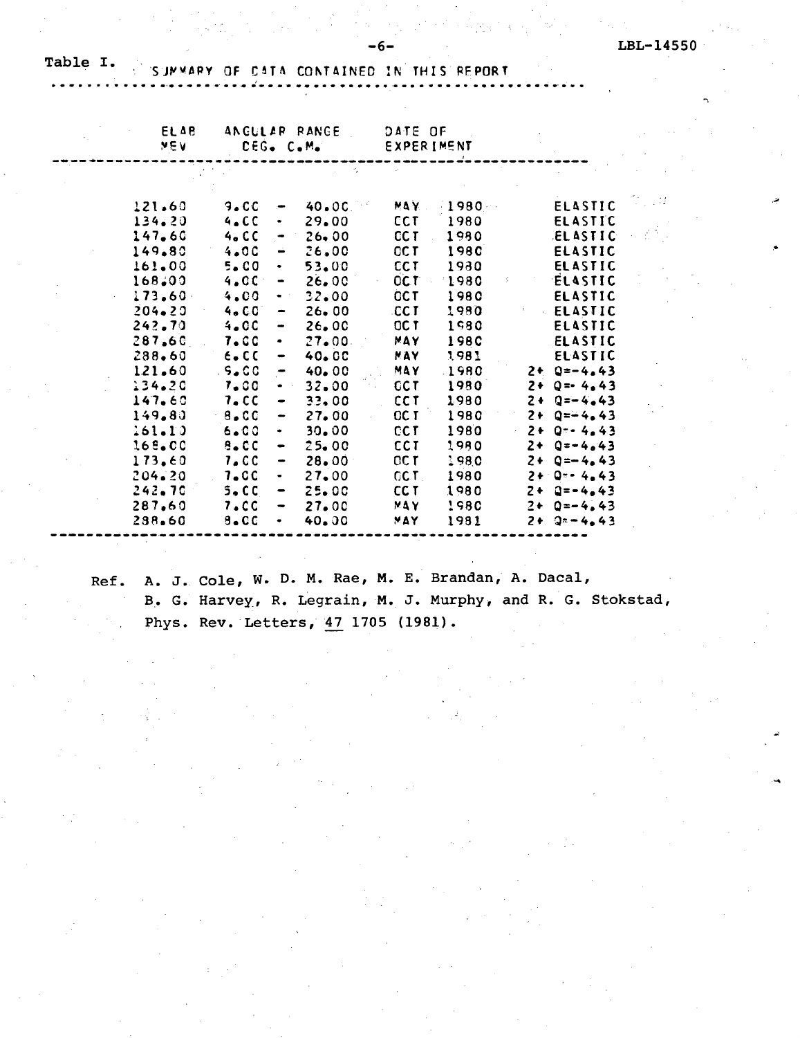Table I. SUMMARY OF DATA CONTAINED IN THIS REPORT

| ELAB MEV | ANGULAR RANGE DEG. C.M. | DATE OF EXPERIMENT | |
|---|---|---|---|
| 121.60 | 9.00 - 40.00 | MAY 1980 | ELASTIC |
| 134.20 | 4.00 - 29.00 | OCT 1980 | ELASTIC |
| 147.60 | 4.00 - 26.00 | OCT 1980 | ELASTIC |
| 149.80 | 4.00 - 26.00 | OCT 1980 | ELASTIC |
| 161.00 | 5.00 - 53.00 | OCT 1980 | ELASTIC |
| 168.00 | 4.00 - 26.00 | OCT 1980 | ELASTIC |
| 173.60 | 4.00 - 32.00 | OCT 1980 | ELASTIC |
| 204.20 | 4.00 - 26.00 | OCT 1980 | ELASTIC |
| 242.70 | 4.00 - 26.00 | OCT 1980 | ELASTIC |
| 287.60 | 7.00 - 27.00 | MAY 1980 | ELASTIC |
| 288.60 | 6.00 - 40.00 | MAY 1981 | ELASTIC |
| 121.60 | 9.00 - 40.00 | MAY 1980 | 2+ Q=-4.43 |
| 134.20 | 7.00 - 32.00 | OCT 1980 | 2+ Q=-4.43 |
| 147.60 | 7.00 - 33.00 | OCT 1980 | 2+ Q=-4.43 |
| 149.80 | 8.00 - 27.00 | OCT 1980 | 2+ Q=-4.43 |
| 161.10 | 6.00 - 30.00 | OCT 1980 | 2+ Q=-4.43 |
| 168.00 | 8.00 - 25.00 | OCT 1980 | 2+ Q=-4.43 |
| 173.60 | 7.00 - 28.00 | OCT 1980 | 2+ Q=-4.43 |
| 204.20 | 7.00 - 27.00 | OCT 1980 | 2+ Q=-4.43 |
| 242.70 | 5.00 - 25.00 | OCT 1980 | 2+ Q=-4.43 |
| 287.60 | 7.00 - 27.00 | MAY 1980 | 2+ Q=-4.43 |
| 288.60 | 8.00 - 40.00 | MAY 1981 | 2+ Q=-4.43 |

Ref. A. J. Cole, W. D. M. Rae, M. E. Brandan, A. Dacal, B. G. Harvey, R. Legrain, M. J. Murphy, and R. G. Stokstad, Phys. Rev. Letters, 47 1705 (1981).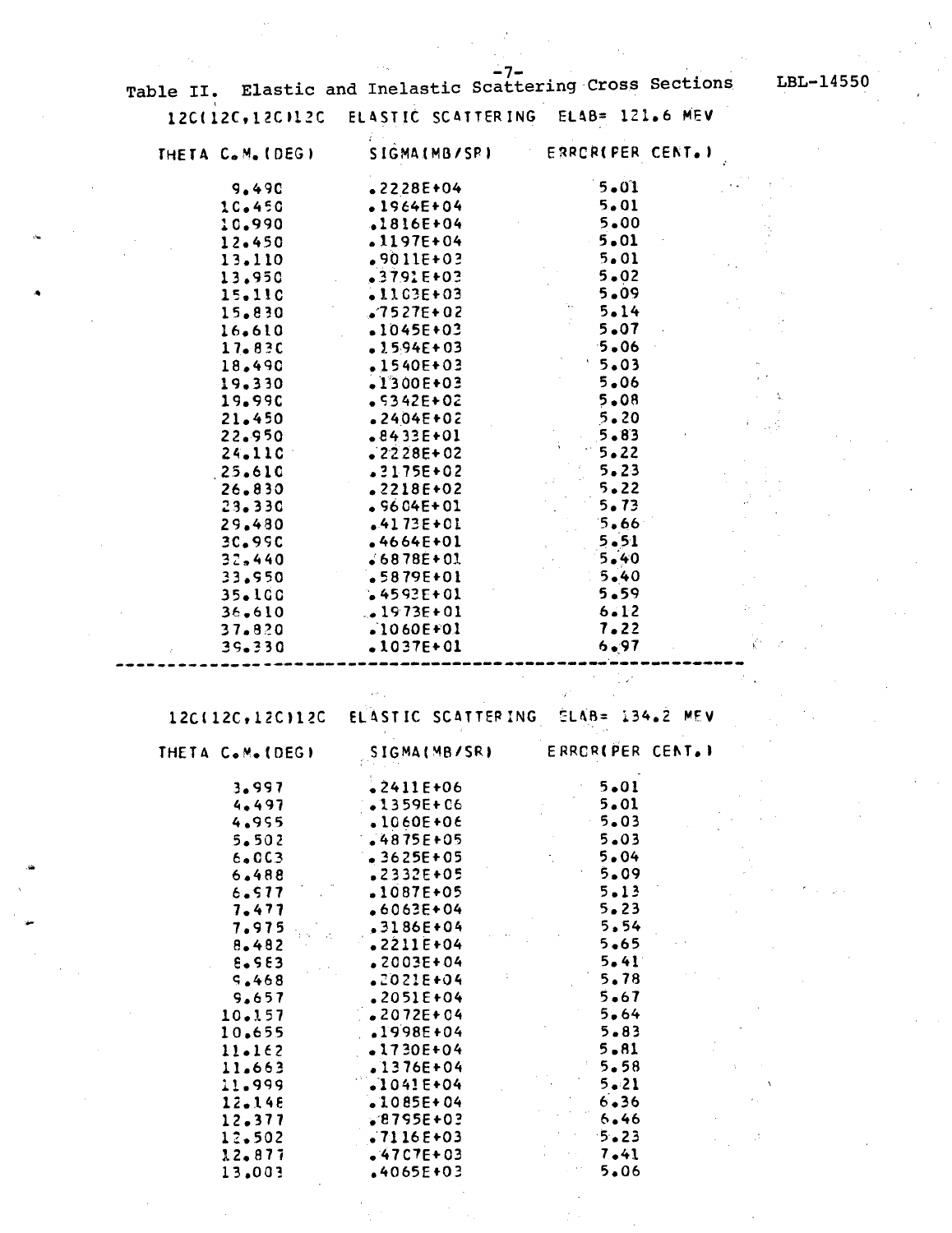Table II. Elastic and Inelastic Scattering Cross Sections

12C(12C,12C)12C ELASTIC SCATTERING ELAB= 121.6 MEV

| THETA C.M.(DEG) | SIGMA(MB/SR) | ERROR(PER CENT.) |
|---|---|---|
| 9.490 | .2228E+04 | 5.01 |
| 10.450 | .1964E+04 | 5.01 |
| 10.990 | .1816E+04 | 5.00 |
| 12.450 | .1197E+04 | 5.01 |
| 13.110 | .9011E+03 | 5.01 |
| 13.950 | .3791E+03 | 5.02 |
| 15.110 | .1103E+03 | 5.09 |
| 15.830 | .7527E+02 | 5.14 |
| 16.610 | .1045E+03 | 5.07 |
| 17.830 | .1594E+03 | 5.06 |
| 18.490 | .1540E+03 | 5.03 |
| 19.330 | .1300E+03 | 5.06 |
| 19.990 | .9342E+02 | 5.08 |
| 21.450 | .2404E+02 | 5.20 |
| 22.950 | .8433E+01 | 5.83 |
| 24.110 | .2228E+02 | 5.22 |
| 25.610 | .3175E+02 | 5.23 |
| 26.830 | .2218E+02 | 5.22 |
| 28.330 | .9604E+01 | 5.73 |
| 29.480 | .4173E+01 | 5.66 |
| 30.990 | .4664E+01 | 5.51 |
| 32.440 | .6878E+01 | 5.40 |
| 33.950 | .5879E+01 | 5.40 |
| 35.100 | .4593E+01 | 5.59 |
| 36.610 | .1973E+01 | 6.12 |
| 37.820 | .1060E+01 | 7.22 |
| 39.330 | .1037E+01 | 6.97 |

---

12C(12C,12C)12C ELASTIC SCATTERING ELAB= 134.2 MEV

| THETA C.M.(DEG) | SIGMA(MB/SR) | ERROR(PER CENT.) |
|---|---|---|
| 3.997 | .2411E+06 | 5.01 |
| 4.497 | .1359E+06 | 5.01 |
| 4.995 | .1060E+06 | 5.03 |
| 5.502 | .4875E+05 | 5.03 |
| 6.003 | .3625E+05 | 5.04 |
| 6.488 | .2332E+05 | 5.09 |
| 6.977 | .1087E+05 | 5.13 |
| 7.477 | .6063E+04 | 5.23 |
| 7.975 | .3186E+04 | 5.54 |
| 8.482 | .2211E+04 | 5.65 |
| 8.983 | .2003E+04 | 5.41 |
| 9.468 | .2021E+04 | 5.78 |
| 9.657 | .2051E+04 | 5.67 |
| 10.157 | .2072E+04 | 5.64 |
| 10.655 | .1998E+04 | 5.83 |
| 11.162 | .1730E+04 | 5.81 |
| 11.663 | .1376E+04 | 5.58 |
| 11.999 | .1041E+04 | 5.21 |
| 12.148 | .1085E+04 | 6.36 |
| 12.377 | .8795E+03 | 6.46 |
| 12.502 | .7116E+03 | 5.23 |
| 12.877 | .4707E+03 | 7.41 |
| 13.003 | .4065E+03 | 5.06 |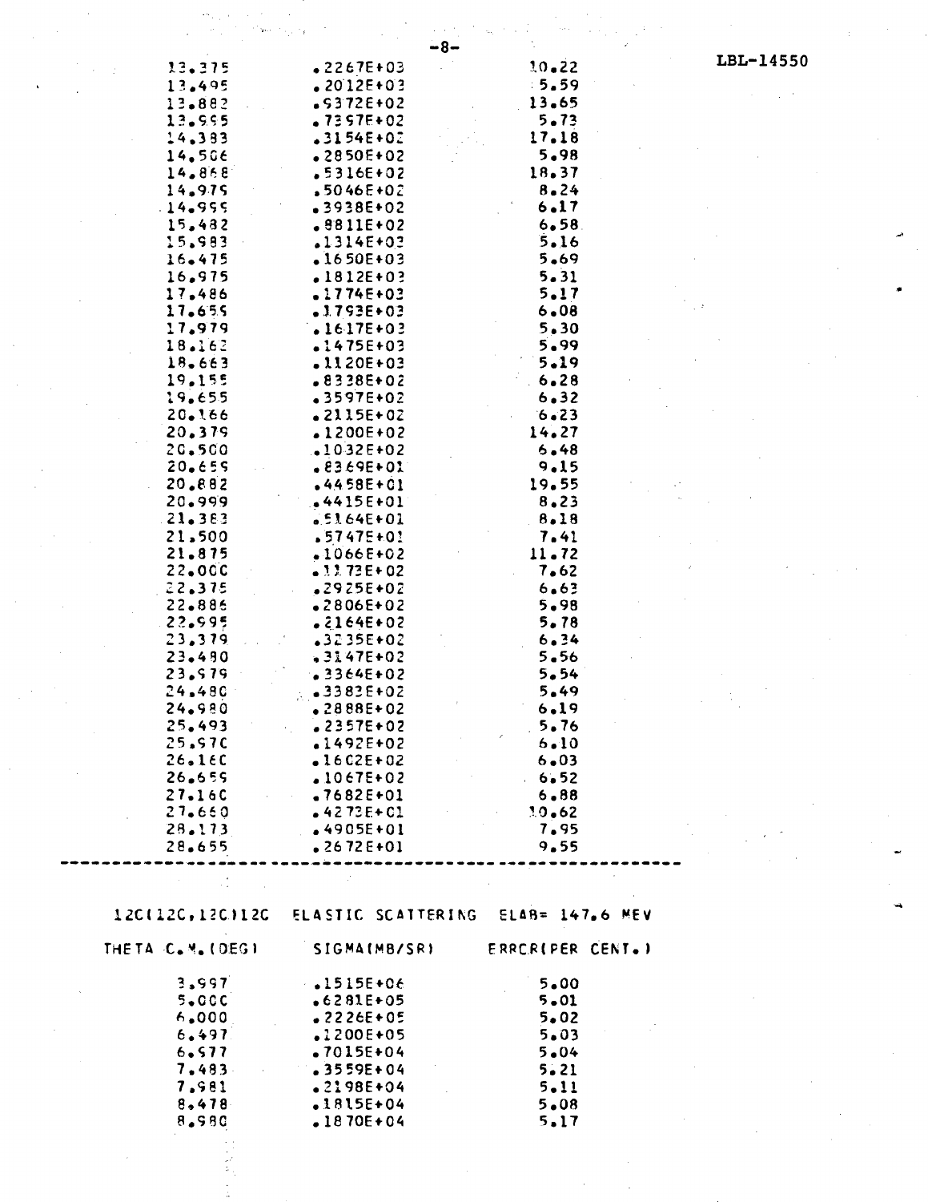| | | |
|---|---|---|
| 13.375 | .2267E+03 | 10.22 |
| 13.495 | .2012E+03 | 5.59 |
| 13.882 | .9372E+02 | 13.65 |
| 13.995 | .7397E+02 | 5.73 |
| 14.383 | .3154E+02 | 17.18 |
| 14.506 | .2850E+02 | 5.98 |
| 14.868 | .5316E+02 | 18.37 |
| 14.979 | .5046E+02 | 8.24 |
| 14.999 | .3938E+02 | 6.17 |
| 15.482 | .8811E+02 | 6.58 |
| 15.983 | .1314E+03 | 5.16 |
| 16.475 | .1650E+03 | 5.69 |
| 16.975 | .1812E+03 | 5.31 |
| 17.486 | .1774E+03 | 5.17 |
| 17.659 | .1793E+03 | 6.08 |
| 17.979 | .1617E+03 | 5.30 |
| 18.162 | .1475E+03 | 5.99 |
| 18.663 | .1120E+03 | 5.19 |
| 19.155 | .8338E+02 | 6.28 |
| 19.655 | .3597E+02 | 6.32 |
| 20.166 | .2115E+02 | 6.23 |
| 20.379 | .1200E+02 | 14.27 |
| 20.500 | .1032E+02 | 6.48 |
| 20.659 | .8369E+01 | 9.15 |
| 20.882 | .4458E+01 | 19.55 |
| 20.999 | .4415E+01 | 8.23 |
| 21.383 | .5164E+01 | 8.18 |
| 21.500 | .5747E+01 | 7.41 |
| 21.875 | .1066E+02 | 11.72 |
| 22.000 | .1173E+02 | 7.62 |
| 22.375 | .2925E+02 | 6.63 |
| 22.886 | .2806E+02 | 5.98 |
| 22.995 | .2164E+02 | 5.78 |
| 23.379 | .3235E+02 | 6.34 |
| 23.480 | .3147E+02 | 5.56 |
| 23.979 | .3364E+02 | 5.54 |
| 24.480 | .3383E+02 | 5.49 |
| 24.980 | .2888E+02 | 6.19 |
| 25.493 | .2357E+02 | 5.76 |
| 25.970 | .1492E+02 | 6.10 |
| 26.160 | .1602E+02 | 6.03 |
| 26.659 | .1067E+02 | 6.52 |
| 27.160 | .7682E+01 | 6.88 |
| 27.660 | .4273E+01 | 10.62 |
| 28.173 | .4905E+01 | 7.95 |
| 28.655 | .2672E+01 | 9.55 |

---

12C(12C,12C)12C ELASTIC SCATTERING ELAB= 147.6 MEV

| THETA C.M.(DEG) | SIGMA(MB/SR) | ERROR(PER CENT.) |
|---|---|---|
| 3.997 | .1515E+06 | 5.00 |
| 5.000 | .6281E+05 | 5.01 |
| 6.000 | .2226E+05 | 5.02 |
| 6.497 | .1200E+05 | 5.03 |
| 6.977 | .7015E+04 | 5.04 |
| 7.483 | .3559E+04 | 5.21 |
| 7.981 | .2198E+04 | 5.11 |
| 8.478 | .1815E+04 | 5.08 |
| 8.980 | .1870E+04 | 5.17 |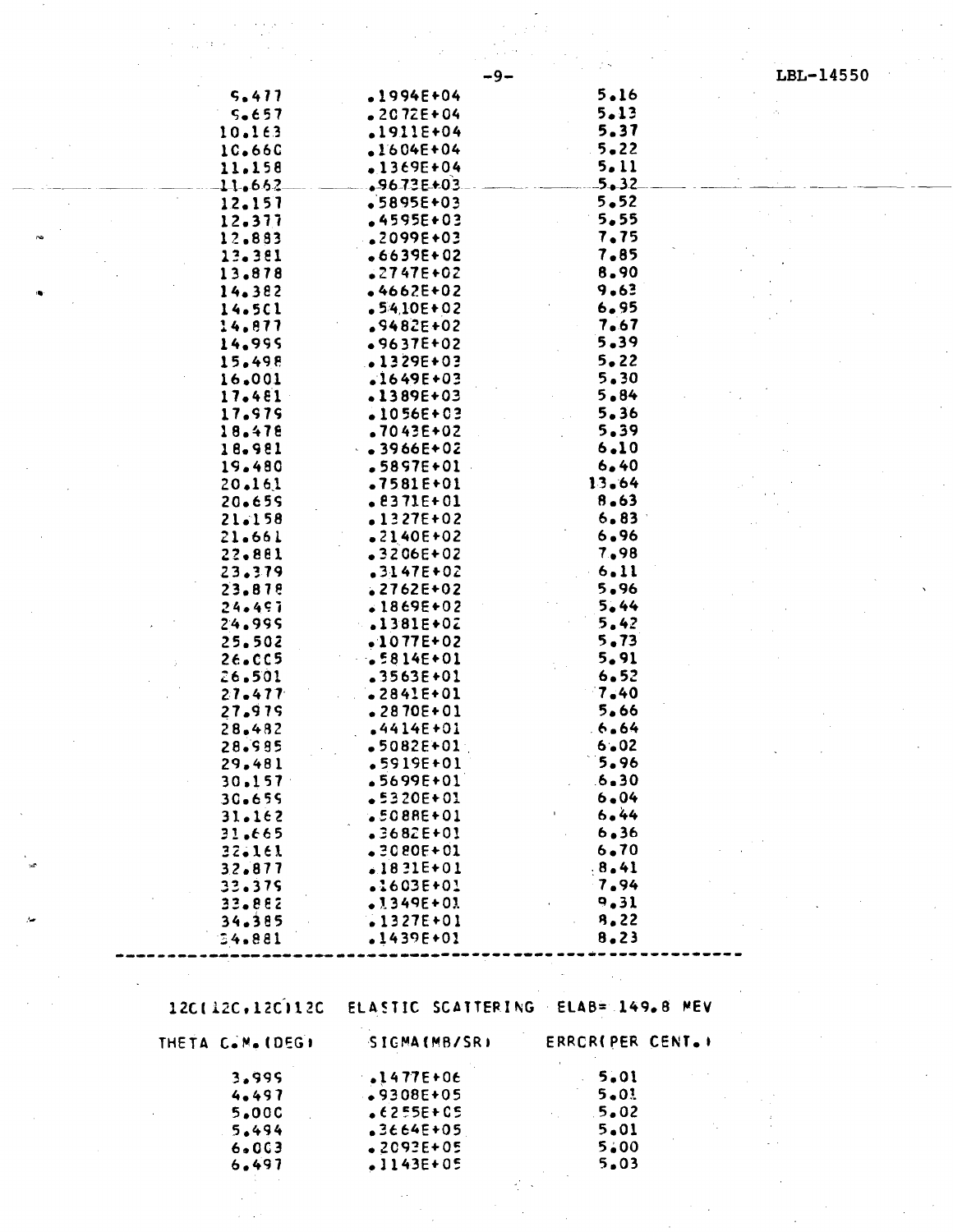| | | |
|---|---|---|
| 9.477 | .1994E+04 | 5.16 |
| 9.657 | .2072E+04 | 5.13 |
| 10.163 | .1911E+04 | 5.37 |
| 10.660 | .1604E+04 | 5.22 |
| 11.158 | .1369E+04 | 5.11 |
| 11.662 | .9673E+03 | 5.32 |
| 12.157 | .5895E+03 | 5.52 |
| 12.377 | .4595E+03 | 5.55 |
| 12.883 | .2099E+03 | 7.75 |
| 13.381 | .6639E+02 | 7.85 |
| 13.878 | .2747E+02 | 8.90 |
| 14.382 | .4662E+02 | 9.63 |
| 14.501 | .5410E+02 | 6.95 |
| 14.877 | .9482E+02 | 7.67 |
| 14.999 | .9637E+02 | 5.39 |
| 15.498 | .1329E+03 | 5.22 |
| 16.001 | .1649E+03 | 5.30 |
| 17.481 | .1389E+03 | 5.84 |
| 17.979 | .1056E+03 | 5.36 |
| 18.478 | .7043E+02 | 5.39 |
| 18.981 | .3966E+02 | 6.10 |
| 19.480 | .5897E+01 | 6.40 |
| 20.161 | .7581E+01 | 13.64 |
| 20.659 | .8371E+01 | 8.63 |
| 21.158 | .1327E+02 | 6.83 |
| 21.661 | .2140E+02 | 6.96 |
| 22.881 | .3206E+02 | 7.98 |
| 23.379 | .3147E+02 | 6.11 |
| 23.878 | .2762E+02 | 5.96 |
| 24.497 | .1869E+02 | 5.44 |
| 24.999 | .1381E+02 | 5.42 |
| 25.502 | .1077E+02 | 5.73 |
| 26.005 | .5814E+01 | 5.91 |
| 26.501 | .3563E+01 | 6.52 |
| 27.477 | .2841E+01 | 7.40 |
| 27.979 | .2870E+01 | 5.66 |
| 28.482 | .4414E+01 | 6.64 |
| 28.985 | .5082E+01 | 6.02 |
| 29.481 | .5919E+01 | 5.96 |
| 30.157 | .5699E+01 | 6.30 |
| 30.659 | .5320E+01 | 6.04 |
| 31.162 | .5088E+01 | 6.44 |
| 31.665 | .3682E+01 | 6.36 |
| 32.161 | .3080E+01 | 6.70 |
| 32.877 | .1831E+01 | 8.41 |
| 33.379 | .1603E+01 | 7.94 |
| 33.882 | .1349E+01 | 9.31 |
| 34.385 | .1327E+01 | 8.22 |
| 34.881 | .1439E+01 | 8.23 |

12C(12C,12C)12C ELASTIC SCATTERING ELAB= 149.8 MEV

| THETA C.M.(DEG) | SIGMA(MB/SR) | ERROR(PER CENT.) |
|---|---|---|
| 3.999 | .1477E+06 | 5.01 |
| 4.497 | .9308E+05 | 5.01 |
| 5.000 | .6255E+05 | 5.02 |
| 5.494 | .3664E+05 | 5.01 |
| 6.003 | .2093E+05 | 5.00 |
| 6.497 | .1143E+05 | 5.03 |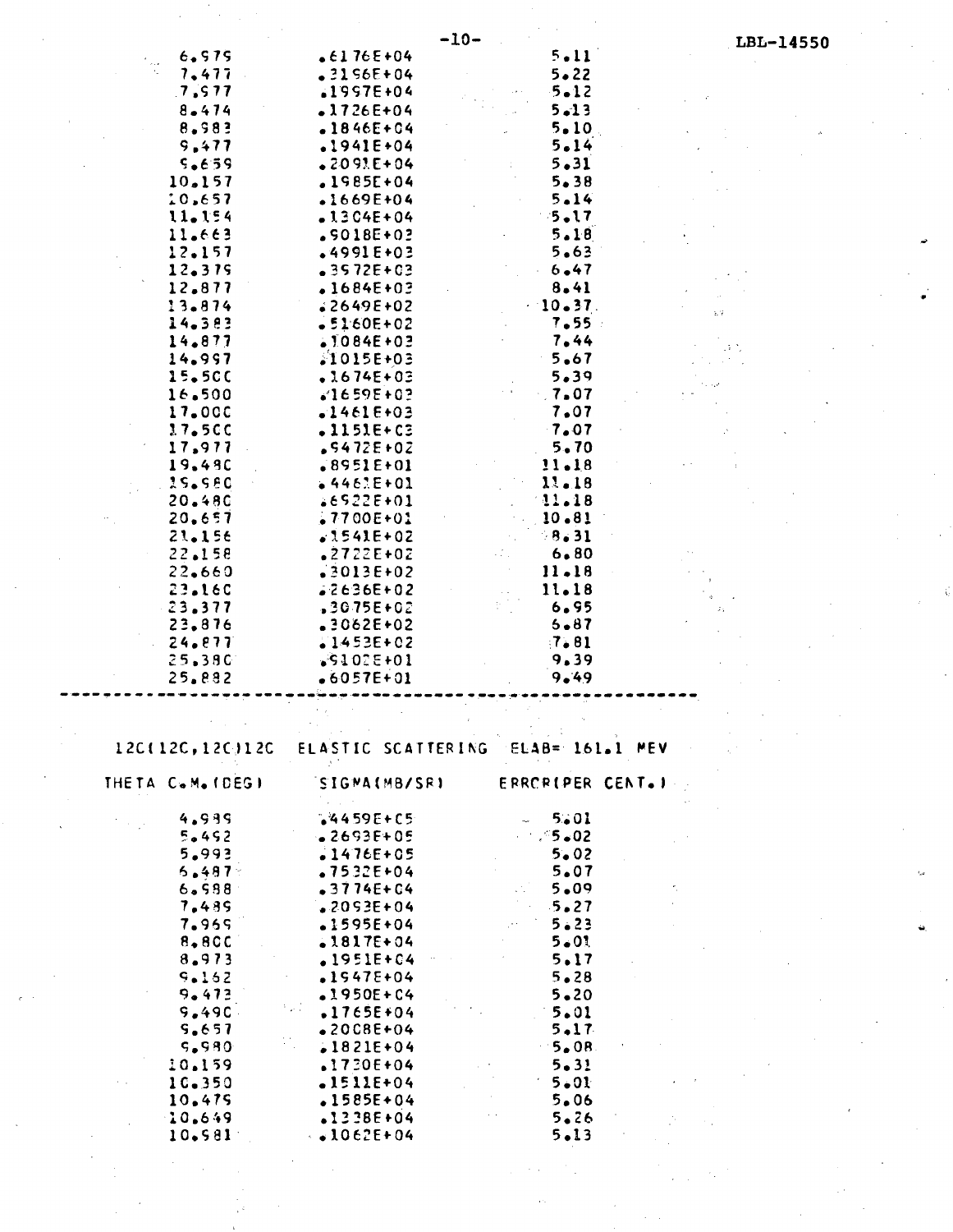| | | |
|---|---|---|
| 6.979 | .6176E+04 | 5.11 |
| 7.477 | .3196E+04 | 5.22 |
| 7.977 | .1997E+04 | 5.12 |
| 8.474 | .1726E+04 | 5.13 |
| 8.983 | .1846E+04 | 5.10 |
| 9.477 | .1941E+04 | 5.14 |
| 9.659 | .2091E+04 | 5.31 |
| 10.157 | .1985E+04 | 5.38 |
| 10.657 | .1669E+04 | 5.14 |
| 11.154 | .1304E+04 | 5.17 |
| 11.663 | .9018E+03 | 5.18 |
| 12.157 | .4991E+03 | 5.63 |
| 12.379 | .3572E+03 | 6.47 |
| 12.877 | .1684E+03 | 8.41 |
| 13.874 | .2649E+02 | 10.37 |
| 14.383 | .5160E+02 | 7.55 |
| 14.877 | .1084E+03 | 7.44 |
| 14.997 | .1015E+03 | 5.67 |
| 15.500 | .1674E+03 | 5.39 |
| 16.500 | .1659E+03 | 7.07 |
| 17.000 | .1461E+03 | 7.07 |
| 17.500 | .1151E+03 | 7.07 |
| 17.977 | .9472E+02 | 5.70 |
| 19.480 | .8951E+01 | 11.18 |
| 19.980 | .4461E+01 | 11.18 |
| 20.480 | .6922E+01 | 11.18 |
| 20.657 | .7700E+01 | 10.81 |
| 21.156 | .1541E+02 | 8.31 |
| 22.158 | .2722E+02 | 6.80 |
| 22.660 | .3013E+02 | 11.18 |
| 23.160 | .2636E+02 | 11.18 |
| 23.377 | .3075E+02 | 6.95 |
| 23.876 | .3062E+02 | 6.87 |
| 24.877 | .1453E+02 | 7.81 |
| 25.380 | .9102E+01 | 9.39 |
| 25.882 | .6057E+01 | 9.49 |

12C(12C,12C)12C ELASTIC SCATTERING ELAB= 161.1 MEV

| THETA C.M.(DEG) | SIGMA(MB/SR) | ERROR(PER CENT.) |
|---|---|---|
| 4.989 | .4459E+05 | 5.01 |
| 5.492 | .2693E+05 | 5.02 |
| 5.993 | .1476E+05 | 5.02 |
| 6.487 | .7532E+04 | 5.07 |
| 6.988 | .3774E+04 | 5.09 |
| 7.489 | .2093E+04 | 5.27 |
| 7.969 | .1595E+04 | 5.23 |
| 8.800 | .1817E+04 | 5.01 |
| 8.973 | .1951E+04 | 5.17 |
| 9.162 | .1947E+04 | 5.28 |
| 9.473 | .1950E+04 | 5.20 |
| 9.490 | .1765E+04 | 5.01 |
| 9.657 | .2008E+04 | 5.17 |
| 9.980 | .1821E+04 | 5.08 |
| 10.159 | .1730E+04 | 5.31 |
| 10.350 | .1511E+04 | 5.01 |
| 10.479 | .1585E+04 | 5.06 |
| 10.649 | .1238E+04 | 5.26 |
| 10.981 | .1062E+04 | 5.13 |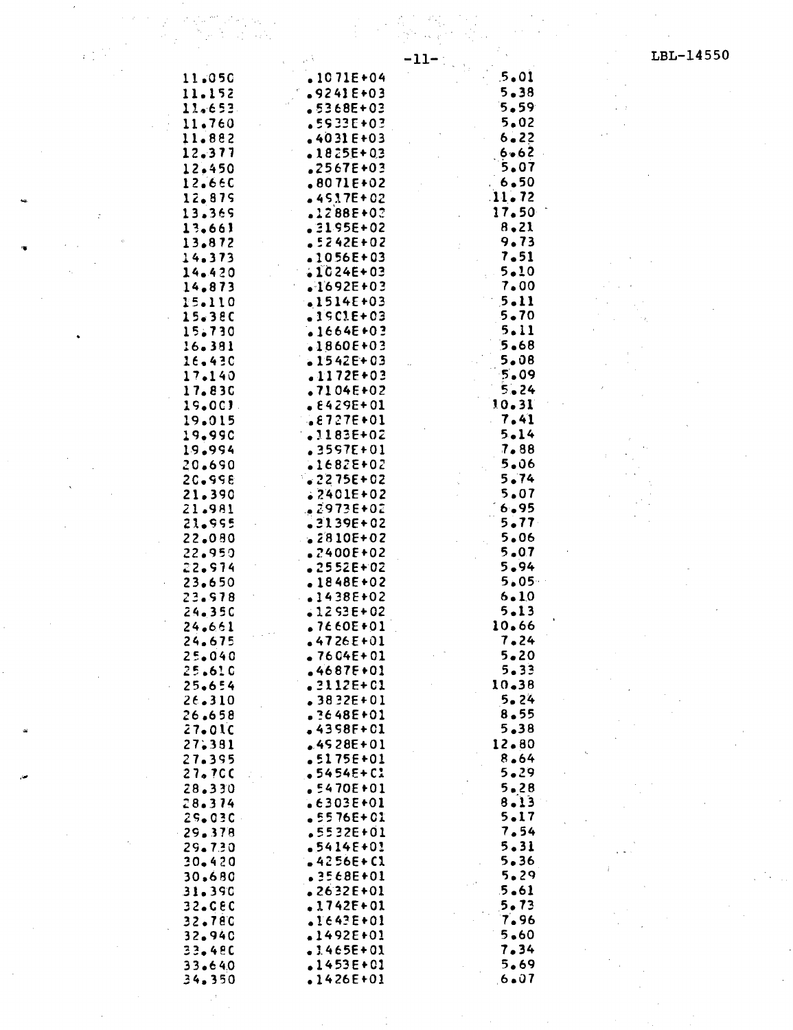| | | |
|---|---|---|
| 11.050 | .1071E+04 | 5.01 |
| 11.152 | .9241E+03 | 5.38 |
| 11.653 | .5368E+03 | 5.59 |
| 11.760 | .5933E+03 | 5.02 |
| 11.882 | .4031E+03 | 6.22 |
| 12.377 | .1825E+03 | 6.62 |
| 12.450 | .2567E+03 | 5.07 |
| 12.660 | .8071E+02 | 6.50 |
| 12.879 | .4917E+02 | 11.72 |
| 13.369 | .1288E+02 | 17.50 |
| 13.661 | .3195E+02 | 8.21 |
| 13.872 | .5242E+02 | 9.73 |
| 14.373 | .1056E+03 | 7.51 |
| 14.420 | .1024E+03 | 5.10 |
| 14.873 | .1692E+03 | 7.00 |
| 15.110 | .1514E+03 | 5.11 |
| 15.380 | .1901E+03 | 5.70 |
| 15.730 | .1664E+03 | 5.11 |
| 16.381 | .1860E+03 | 5.68 |
| 16.430 | .1542E+03 | 5.08 |
| 17.140 | .1172E+03 | 5.09 |
| 17.830 | .7104E+02 | 5.24 |
| 19.003 | .8429E+01 | 10.31 |
| 19.015 | .8727E+01 | 7.41 |
| 19.990 | .1183E+02 | 5.14 |
| 19.994 | .3597E+01 | 7.88 |
| 20.690 | .1682E+02 | 5.06 |
| 20.998 | .2275E+02 | 5.74 |
| 21.390 | .2401E+02 | 5.07 |
| 21.981 | .2973E+02 | 6.95 |
| 21.995 | .3139E+02 | 5.77 |
| 22.080 | .2810E+02 | 5.06 |
| 22.950 | .2400E+02 | 5.07 |
| 22.974 | .2552E+02 | 5.94 |
| 23.650 | .1848E+02 | 5.05 |
| 23.978 | .1438E+02 | 6.10 |
| 24.350 | .1293E+02 | 5.13 |
| 24.661 | .7660E+01 | 10.66 |
| 24.675 | .4726E+01 | 7.24 |
| 25.040 | .7604E+01 | 5.20 |
| 25.610 | .4687E+01 | 5.33 |
| 25.654 | .3112E+01 | 10.38 |
| 26.310 | .3832E+01 | 5.24 |
| 26.658 | .3648E+01 | 8.55 |
| 27.010 | .4398E+01 | 5.38 |
| 27.381 | .4928E+01 | 12.80 |
| 27.395 | .5175E+01 | 8.64 |
| 27.700 | .5454E+01 | 5.29 |
| 28.330 | .5470E+01 | 5.28 |
| 28.374 | .6303E+01 | 8.13 |
| 29.030 | .5576E+01 | 5.17 |
| 29.378 | .5532E+01 | 7.54 |
| 29.730 | .5414E+01 | 5.31 |
| 30.420 | .4256E+01 | 5.36 |
| 30.680 | .3568E+01 | 5.29 |
| 31.390 | .2632E+01 | 5.61 |
| 32.080 | .1742E+01 | 5.73 |
| 32.780 | .1643E+01 | 7.96 |
| 32.940 | .1492E+01 | 5.60 |
| 33.480 | .1465E+01 | 7.34 |
| 33.640 | .1453E+01 | 5.69 |
| 34.350 | .1426E+01 | 6.07 |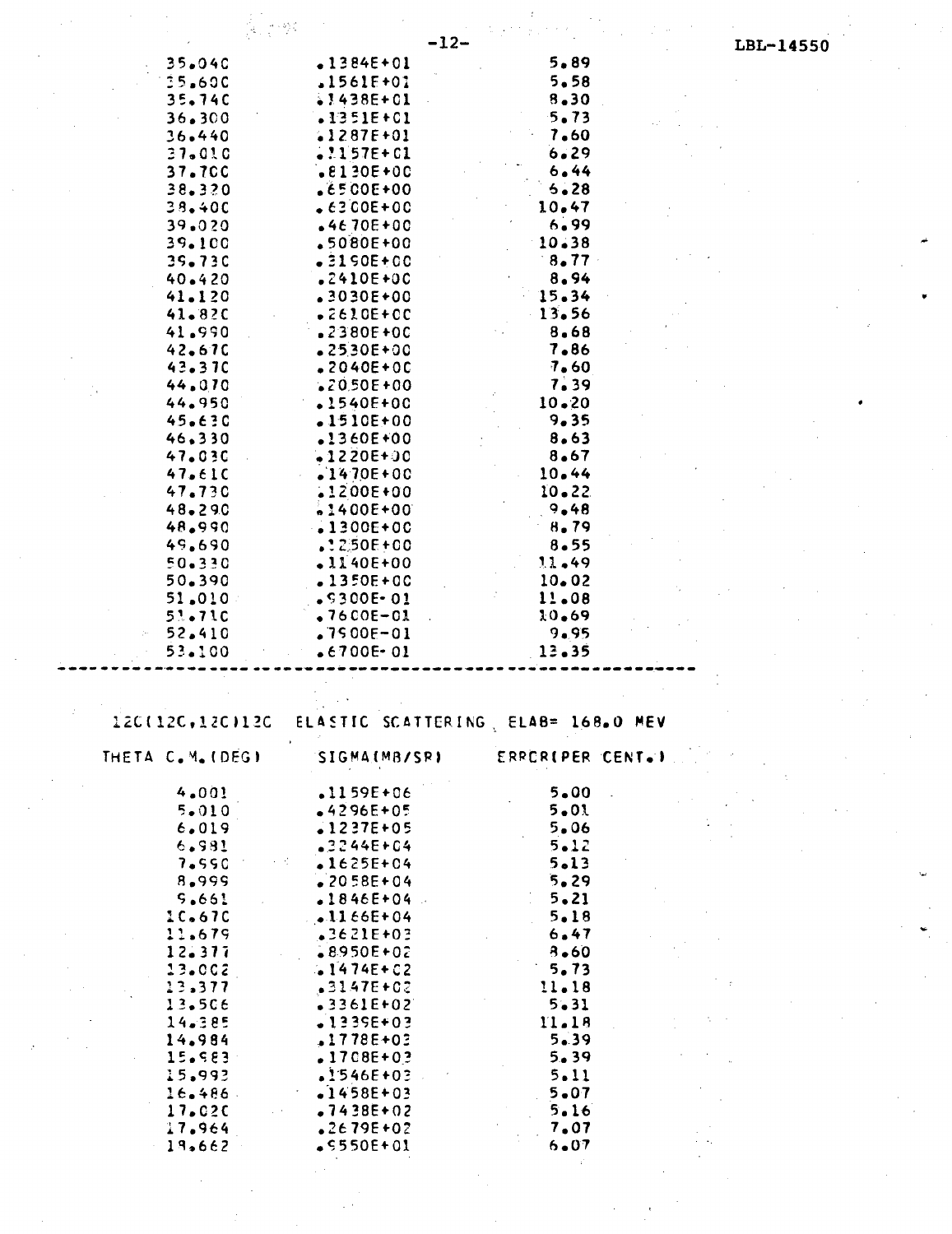| | | |
|---|---|---|
| 35.040 | .1384E+01 | 5.89 |
| 35.600 | .1561E+01 | 5.58 |
| 35.740 | .1438E+01 | 8.30 |
| 36.300 | .1351E+01 | 5.73 |
| 36.440 | .1287E+01 | 7.60 |
| 37.010 | .1157E+01 | 6.29 |
| 37.700 | .8130E+00 | 6.44 |
| 38.320 | .6500E+00 | 6.28 |
| 38.400 | .6300E+00 | 10.47 |
| 39.020 | .4670E+00 | 6.99 |
| 39.100 | .5080E+00 | 10.38 |
| 39.730 | .3190E+00 | 8.77 |
| 40.420 | .2410E+00 | 8.94 |
| 41.120 | .3030E+00 | 15.34 |
| 41.820 | .2610E+00 | 13.56 |
| 41.990 | .2380E+00 | 8.68 |
| 42.670 | .2530E+00 | 7.86 |
| 43.370 | .2040E+00 | 7.60 |
| 44.070 | .2050E+00 | 7.39 |
| 44.950 | .1540E+00 | 10.20 |
| 45.630 | .1510E+00 | 9.35 |
| 46.330 | .1360E+00 | 8.63 |
| 47.030 | .1220E+00 | 8.67 |
| 47.610 | .1470E+00 | 10.44 |
| 47.730 | .1200E+00 | 10.22 |
| 48.290 | .1400E+00 | 9.48 |
| 48.990 | .1300E+00 | 8.79 |
| 49.690 | .1250E+00 | 8.55 |
| 50.330 | .1140E+00 | 11.49 |
| 50.390 | .1350E+00 | 10.02 |
| 51.010 | .9300E-01 | 11.08 |
| 51.710 | .7600E-01 | 10.69 |
| 52.410 | .7900E-01 | 9.95 |
| 53.100 | .6700E-01 | 13.35 |

---

12C(12C,12C)12C ELASTIC SCATTERING ELAB= 168.0 MEV

| THETA C.M.(DEG) | SIGMA(MB/SR) | ERROR(PER CENT.) |
|---|---|---|
| 4.001 | .1159E+06 | 5.00 |
| 5.010 | .4296E+05 | 5.01 |
| 6.019 | .1237E+05 | 5.06 |
| 6.981 | .3244E+04 | 5.12 |
| 7.990 | .1625E+04 | 5.13 |
| 8.999 | .2058E+04 | 5.29 |
| 9.661 | .1846E+04 | 5.21 |
| 10.670 | .1166E+04 | 5.18 |
| 11.679 | .3621E+03 | 6.47 |
| 12.377 | .8950E+02 | 8.60 |
| 13.002 | .1474E+02 | 5.73 |
| 13.377 | .3147E+02 | 11.18 |
| 13.506 | .3361E+02 | 5.31 |
| 14.385 | .1339E+03 | 11.18 |
| 14.984 | .1778E+03 | 5.39 |
| 15.983 | .1708E+03 | 5.39 |
| 15.993 | .1546E+03 | 5.11 |
| 16.486 | .1458E+03 | 5.07 |
| 17.020 | .7438E+02 | 5.16 |
| 17.964 | .2679E+02 | 7.07 |
| 19.662 | .9550E+01 | 6.07 |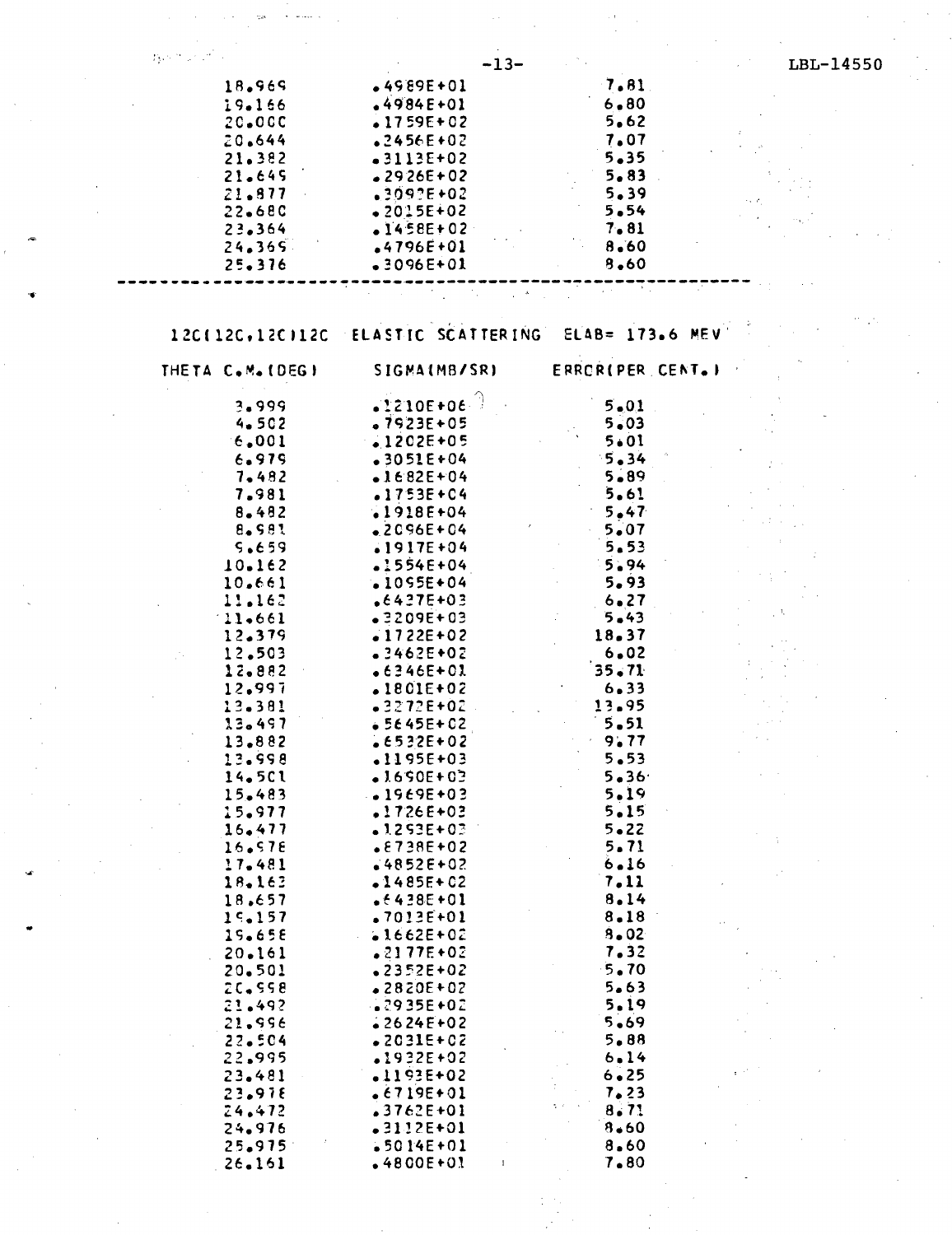| | | |
|---|---|---|
| 18.969 | .4989E+01 | 7.81 |
| 19.166 | .4984E+01 | 6.80 |
| 20.000 | .1759E+02 | 5.62 |
| 20.644 | .2456E+02 | 7.07 |
| 21.382 | .3113E+02 | 5.35 |
| 21.649 | .2926E+02 | 5.83 |
| 21.877 | .3092E+02 | 5.39 |
| 22.680 | .2015E+02 | 5.54 |
| 23.364 | .1458E+02 | 7.81 |
| 24.369 | .4796E+01 | 8.60 |
| 25.376 | .3096E+01 | 8.60 |

---

12C(12C,12C)12C ELASTIC SCATTERING ELAB= 173.6 MEV

| THETA C.M.(DEG) | SIGMA(MB/SR) | ERROR(PER CENT.) |
|---|---|---|
| 3.999 | .1210E+06 | 5.01 |
| 4.502 | .7923E+05 | 5.03 |
| 6.001 | .1202E+05 | 5.01 |
| 6.979 | .3051E+04 | 5.34 |
| 7.482 | .1682E+04 | 5.89 |
| 7.981 | .1753E+04 | 5.61 |
| 8.482 | .1918E+04 | 5.47 |
| 8.981 | .2096E+04 | 5.07 |
| 9.659 | .1917E+04 | 5.53 |
| 10.162 | .1554E+04 | 5.94 |
| 10.661 | .1095E+04 | 5.93 |
| 11.162 | .6437E+03 | 6.27 |
| 11.661 | .3209E+03 | 5.43 |
| 12.379 | .1722E+02 | 18.37 |
| 12.503 | .3462E+02 | 6.02 |
| 12.882 | .6346E+01 | 35.71 |
| 12.997 | .1801E+02 | 6.33 |
| 13.381 | .3272E+02 | 13.95 |
| 13.497 | .5645E+02 | 5.51 |
| 13.882 | .6532E+02 | 9.77 |
| 13.998 | .1195E+03 | 5.53 |
| 14.501 | .1690E+03 | 5.36 |
| 15.483 | .1969E+03 | 5.19 |
| 15.977 | .1726E+03 | 5.15 |
| 16.477 | .1293E+03 | 5.22 |
| 16.978 | .8738E+02 | 5.71 |
| 17.481 | .4852E+02 | 6.16 |
| 18.163 | .1485E+02 | 7.11 |
| 18.657 | .6438E+01 | 8.14 |
| 19.157 | .7013E+01 | 8.18 |
| 19.658 | .1662E+02 | 8.02 |
| 20.161 | .2177E+02 | 7.32 |
| 20.501 | .2352E+02 | 5.70 |
| 20.998 | .2820E+02 | 5.63 |
| 21.492 | .2935E+02 | 5.19 |
| 21.996 | .2624E+02 | 5.69 |
| 22.504 | .2031E+02 | 5.88 |
| 22.995 | .1932E+02 | 6.14 |
| 23.481 | .1193E+02 | 6.25 |
| 23.978 | .6719E+01 | 7.23 |
| 24.472 | .3762E+01 | 8.71 |
| 24.976 | .3112E+01 | 8.60 |
| 25.975 | .5014E+01 | 8.60 |
| 26.161 | .4800E+01 | 7.80 |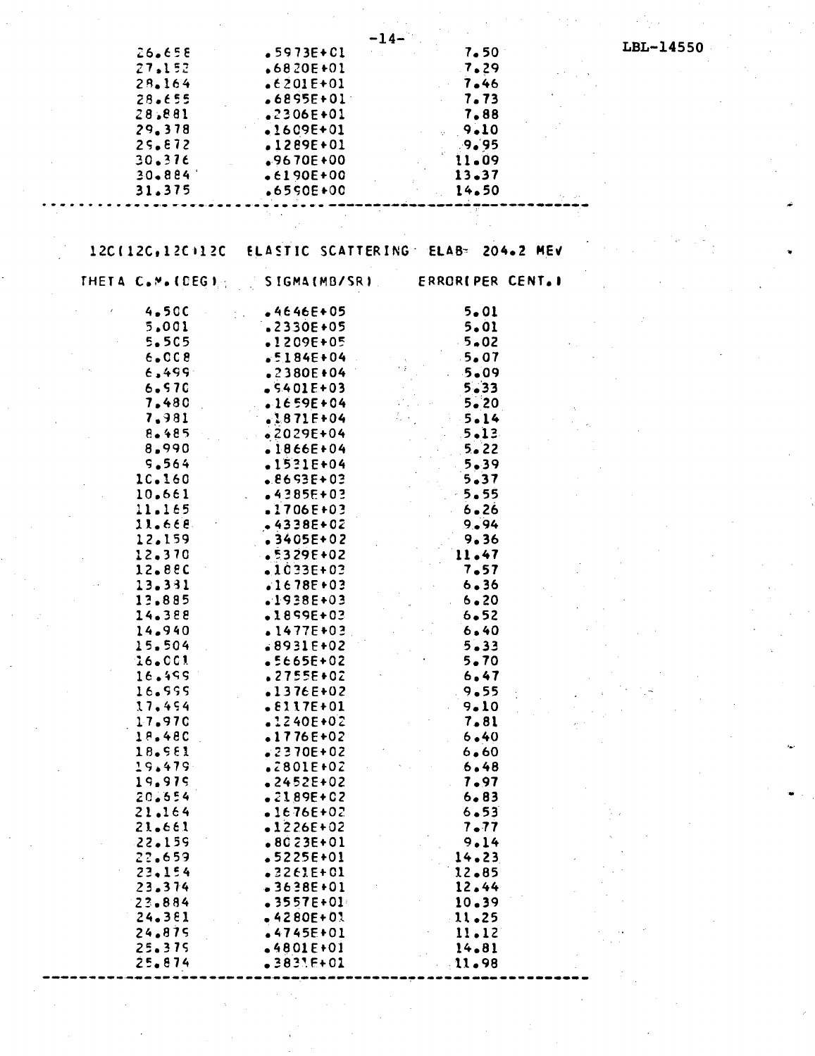| | | |
|---|---|---|
| 26.658 | .5973E+01 | 7.50 |
| 27.152 | .6820E+01 | 7.29 |
| 28.164 | .6201E+01 | 7.46 |
| 28.655 | .6895E+01 | 7.73 |
| 28.881 | .2306E+01 | 7.88 |
| 29.378 | .1609E+01 | 9.10 |
| 29.872 | .1289E+01 | 9.95 |
| 30.376 | .9670E+00 | 11.09 |
| 30.884 | .6190E+00 | 13.37 |
| 31.375 | .6590E+00 | 14.50 |

12C(12C,12C)12C ELASTIC SCATTERING ELAB= 204.2 MEV

| THETA C.M.(DEG) | SIGMA(MB/SR) | ERROR(PER CENT.) |
|---|---|---|
| 4.500 | .4646E+05 | 5.01 |
| 5.001 | .2330E+05 | 5.01 |
| 5.505 | .1209E+05 | 5.02 |
| 6.008 | .5184E+04 | 5.07 |
| 6.499 | .2380E+04 | 5.09 |
| 6.970 | .9401E+03 | 5.33 |
| 7.480 | .1659E+04 | 5.20 |
| 7.981 | .1871E+04 | 5.14 |
| 8.485 | .2029E+04 | 5.13 |
| 8.990 | .1866E+04 | 5.22 |
| 9.564 | .1531E+04 | 5.39 |
| 10.160 | .8693E+03 | 5.37 |
| 10.661 | .4385E+03 | 5.55 |
| 11.165 | .1706E+03 | 6.26 |
| 11.668 | .4338E+02 | 9.94 |
| 12.159 | .3405E+02 | 9.36 |
| 12.370 | .5329E+02 | 11.47 |
| 12.880 | .1033E+03 | 7.57 |
| 13.331 | .1678E+03 | 6.36 |
| 13.885 | .1938E+03 | 6.20 |
| 14.388 | .1899E+03 | 6.52 |
| 14.940 | .1477E+03 | 6.40 |
| 15.504 | .8931E+02 | 5.33 |
| 16.001 | .5665E+02 | 5.70 |
| 16.499 | .2755E+02 | 6.47 |
| 16.999 | .1376E+02 | 9.55 |
| 17.494 | .6117E+01 | 9.10 |
| 17.970 | .1240E+02 | 7.81 |
| 18.480 | .1776E+02 | 6.40 |
| 18.981 | .2370E+02 | 6.60 |
| 19.479 | .2801E+02 | 6.48 |
| 19.979 | .2452E+02 | 7.97 |
| 20.654 | .2189E+02 | 6.83 |
| 21.164 | .1676E+02 | 6.53 |
| 21.661 | .1226E+02 | 7.77 |
| 22.159 | .8023E+01 | 9.14 |
| 22.659 | .5225E+01 | 14.23 |
| 23.154 | .3261E+01 | 12.85 |
| 23.374 | .3638E+01 | 12.44 |
| 23.884 | .3557E+01 | 10.39 |
| 24.381 | .4280E+01 | 11.25 |
| 24.879 | .4745E+01 | 11.12 |
| 25.379 | .4801E+01 | 14.81 |
| 25.874 | .3831E+01 | 11.98 |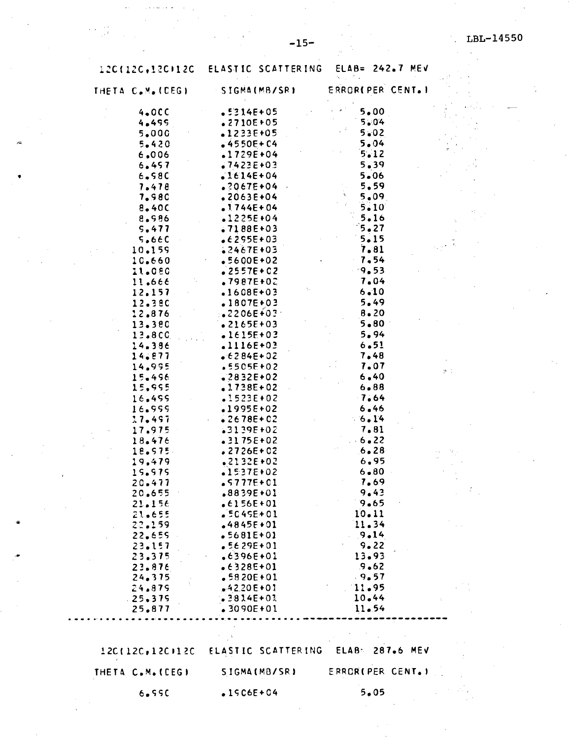## 12C(12C,12C)12C ELASTIC SCATTERING ELAB= 242.7 MEV

| THETA C.M.(DEG) | SIGMA(MB/SR) | ERROR(PER CENT.) |
|---|---|---|
| 4.000 | .5314E+05 | 5.00 |
| 4.499 | .2710E+05 | 5.04 |
| 5.000 | .1233E+05 | 5.02 |
| 5.420 | .4550E+04 | 5.04 |
| 6.006 | .1729E+04 | 5.12 |
| 6.497 | .7423E+03 | 5.39 |
| 6.980 | .1614E+04 | 5.06 |
| 7.478 | .2067E+04 | 5.59 |
| 7.980 | .2063E+04 | 5.09 |
| 8.400 | .1744E+04 | 5.10 |
| 8.986 | .1225E+04 | 5.16 |
| 9.477 | .7188E+03 | 5.27 |
| 9.660 | .6295E+03 | 5.15 |
| 10.159 | .2467E+03 | 7.81 |
| 10.660 | .5600E+02 | 7.54 |
| 11.080 | .2557E+02 | 9.53 |
| 11.666 | .7987E+02 | 7.04 |
| 12.157 | .1608E+03 | 6.10 |
| 12.380 | .1807E+03 | 5.49 |
| 12.876 | .2206E+03 | 8.20 |
| 13.380 | .2165E+03 | 5.80 |
| 13.800 | .1615E+03 | 5.94 |
| 14.386 | .1116E+03 | 6.51 |
| 14.877 | .6284E+02 | 7.48 |
| 14.995 | .5505E+02 | 7.07 |
| 15.496 | .2832E+02 | 6.40 |
| 15.995 | .1738E+02 | 6.88 |
| 16.499 | .1523E+02 | 7.64 |
| 16.999 | .1995E+02 | 6.46 |
| 17.497 | .2678E+02 | 6.14 |
| 17.975 | .3139E+02 | 7.81 |
| 18.476 | .3175E+02 | 6.22 |
| 18.975 | .2726E+02 | 6.28 |
| 19.479 | .2132E+02 | 6.95 |
| 19.979 | .1537E+02 | 6.80 |
| 20.477 | .9777E+01 | 7.69 |
| 20.655 | .8839E+01 | 9.43 |
| 21.156 | .6156E+01 | 9.65 |
| 21.655 | .5049E+01 | 10.11 |
| 22.159 | .4845E+01 | 11.34 |
| 22.659 | .5681E+01 | 9.14 |
| 23.157 | .5629E+01 | 9.22 |
| 23.375 | .6396E+01 | 13.93 |
| 23.876 | .6328E+01 | 9.62 |
| 24.375 | .5820E+01 | 9.57 |
| 24.879 | .4220E+01 | 11.95 |
| 25.379 | .3814E+01 | 10.44 |
| 25.877 | .3090E+01 | 11.54 |

---

## 12C(12C,12C)12C ELASTIC SCATTERING ELAB= 287.6 MEV

| THETA C.M.(DEG) | SIGMA(MB/SR) | ERROR(PER CENT.) |
|---|---|---|
| 6.990 | .1906E+04 | 5.05 |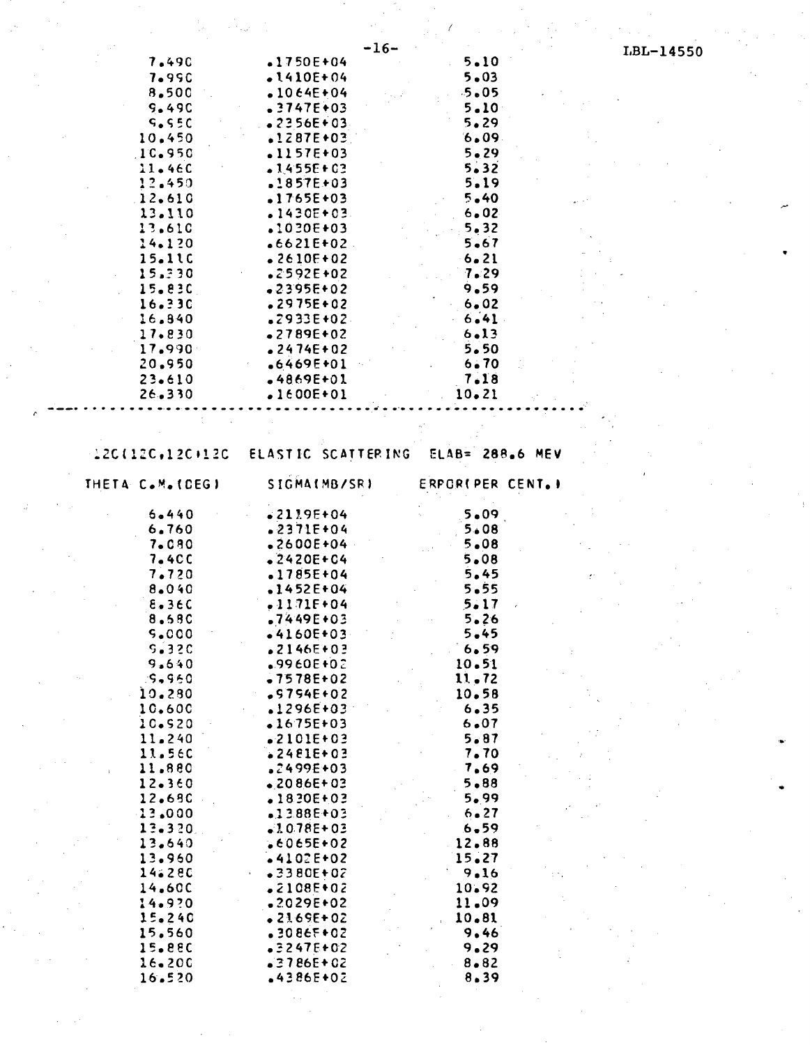| | | |
|---|---|---|
| 7.490 | .1750E+04 | 5.10 |
| 7.990 | .1410E+04 | 5.03 |
| 8.500 | .1064E+04 | 5.05 |
| 9.490 | .3747E+03 | 5.10 |
| 9.950 | .2356E+03 | 5.29 |
| 10.450 | .1287E+03 | 6.09 |
| 10.950 | .1157E+03 | 5.29 |
| 11.460 | .1455E+03 | 5.32 |
| 12.450 | .1857E+03 | 5.19 |
| 12.610 | .1765E+03 | 5.40 |
| 13.110 | .1430E+03 | 6.02 |
| 13.610 | .1030E+03 | 5.32 |
| 14.120 | .6621E+02 | 5.67 |
| 15.110 | .2610E+02 | 6.21 |
| 15.330 | .2592E+02 | 7.29 |
| 15.830 | .2395E+02 | 9.59 |
| 16.330 | .2975E+02 | 6.02 |
| 16.840 | .2933E+02 | 6.41 |
| 17.830 | .2789E+02 | 6.13 |
| 17.990 | .2474E+02 | 5.50 |
| 20.950 | .6469E+01 | 6.70 |
| 23.610 | .4869E+01 | 7.18 |
| 26.330 | .1600E+01 | 10.21 |

---

12C(12C,12C)12C ELASTIC SCATTERING ELAB= 288.6 MEV

| THETA C.M.(DEG) | SIGMA(MB/SR) | ERROR(PER CENT.) |
|---|---|---|
| 6.440 | .2119E+04 | 5.09 |
| 6.760 | .2371E+04 | 5.08 |
| 7.080 | .2600E+04 | 5.08 |
| 7.400 | .2420E+04 | 5.08 |
| 7.720 | .1785E+04 | 5.45 |
| 8.040 | .1452E+04 | 5.55 |
| 8.360 | .1171E+04 | 5.17 |
| 8.680 | .7449E+03 | 5.26 |
| 9.000 | .4160E+03 | 5.45 |
| 9.320 | .2146E+03 | 6.59 |
| 9.640 | .9960E+02 | 10.51 |
| 9.960 | .7578E+02 | 11.72 |
| 10.280 | .9794E+02 | 10.58 |
| 10.600 | .1296E+03 | 6.35 |
| 10.920 | .1675E+03 | 6.07 |
| 11.240 | .2101E+03 | 5.87 |
| 11.560 | .2481E+03 | 7.70 |
| 11.880 | .2499E+03 | 7.69 |
| 12.360 | .2086E+03 | 5.88 |
| 12.680 | .1830E+03 | 5.99 |
| 13.000 | .1388E+03 | 6.27 |
| 13.320 | .1078E+03 | 6.59 |
| 13.640 | .6065E+02 | 12.88 |
| 13.960 | .4102E+02 | 15.27 |
| 14.280 | .3380E+02 | 9.16 |
| 14.600 | .2108E+02 | 10.92 |
| 14.920 | .2029E+02 | 11.09 |
| 15.240 | .2169E+02 | 10.81 |
| 15.560 | .3086E+02 | 9.46 |
| 15.880 | .3247E+02 | 9.29 |
| 16.200 | .3786E+02 | 8.82 |
| 16.520 | .4386E+02 | 8.39 |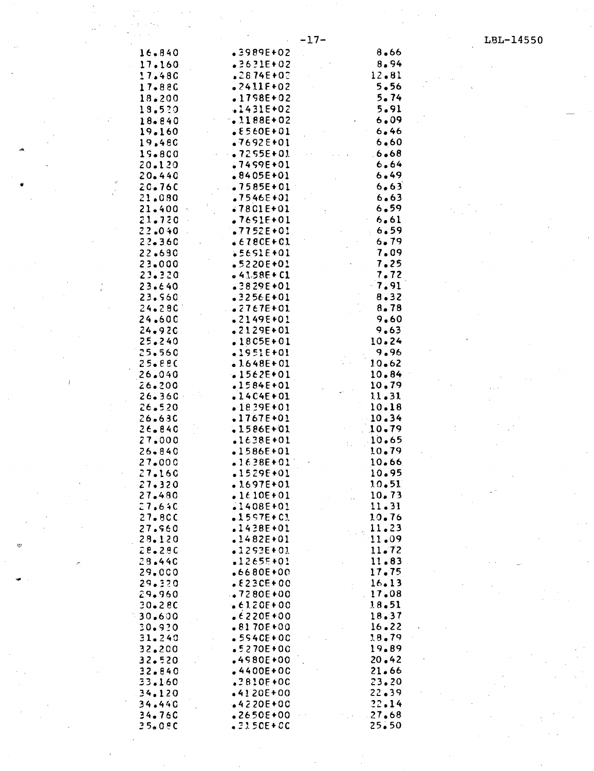| | | |
|---|---|---|
| 16.840 | .3989E+02 | 8.66 |
| 17.160 | .3631E+02 | 8.94 |
| 17.480 | .2874E+02 | 12.81 |
| 17.880 | .2411E+02 | 5.56 |
| 18.200 | .1798E+02 | 5.74 |
| 18.520 | .1431E+02 | 5.91 |
| 18.840 | .1188E+02 | 6.09 |
| 19.160 | .8560E+01 | 6.46 |
| 19.480 | .7692E+01 | 6.60 |
| 19.800 | .7295E+01 | 6.68 |
| 20.120 | .7499E+01 | 6.64 |
| 20.440 | .8405E+01 | 6.49 |
| 20.760 | .7585E+01 | 6.63 |
| 21.080 | .7546E+01 | 6.63 |
| 21.400 | .7801E+01 | 6.59 |
| 21.720 | .7691E+01 | 6.61 |
| 22.040 | .7752E+01 | 6.59 |
| 22.360 | .6780E+01 | 6.79 |
| 22.680 | .5691E+01 | 7.09 |
| 23.000 | .5220E+01 | 7.25 |
| 23.320 | .4158E+01 | 7.72 |
| 23.640 | .3829E+01 | 7.91 |
| 23.960 | .3256E+01 | 8.32 |
| 24.280 | .2767E+01 | 8.78 |
| 24.600 | .2149E+01 | 9.60 |
| 24.920 | .2129E+01 | 9.63 |
| 25.240 | .1805E+01 | 10.24 |
| 25.560 | .1951E+01 | 9.96 |
| 25.880 | .1648E+01 | 10.62 |
| 26.040 | .1562E+01 | 10.84 |
| 26.200 | .1584E+01 | 10.79 |
| 26.360 | .1404E+01 | 11.31 |
| 26.520 | .1839E+01 | 10.18 |
| 26.680 | .1767E+01 | 10.34 |
| 26.840 | .1586E+01 | 10.79 |
| 27.000 | .1638E+01 | 10.65 |
| 26.840 | .1586E+01 | 10.79 |
| 27.000 | .1638E+01 | 10.66 |
| 27.160 | .1529E+01 | 10.95 |
| 27.320 | .1697E+01 | 10.51 |
| 27.480 | .1610E+01 | 10.73 |
| 27.640 | .1408E+01 | 11.31 |
| 27.800 | .1597E+01 | 10.76 |
| 27.960 | .1438E+01 | 11.23 |
| 28.120 | .1482E+01 | 11.09 |
| 28.280 | .1293E+01 | 11.72 |
| 28.440 | .1265E+01 | 11.83 |
| 29.000 | .6680E+00 | 17.75 |
| 29.320 | .8230E+00 | 16.13 |
| 29.960 | .7280E+00 | 17.08 |
| 30.280 | .6120E+00 | 18.51 |
| 30.600 | .6220E+00 | 18.37 |
| 30.920 | .8170E+00 | 16.22 |
| 31.240 | .5940E+00 | 18.79 |
| 32.200 | .5270E+00 | 19.89 |
| 32.520 | .4980E+00 | 20.42 |
| 32.840 | .4400E+00 | 21.66 |
| 33.160 | .3810E+00 | 23.20 |
| 34.120 | .4120E+00 | 22.39 |
| 34.440 | .4220E+00 | 22.14 |
| 34.760 | .2650E+00 | 27.68 |
| 35.080 | .3150E+00 | 25.50 |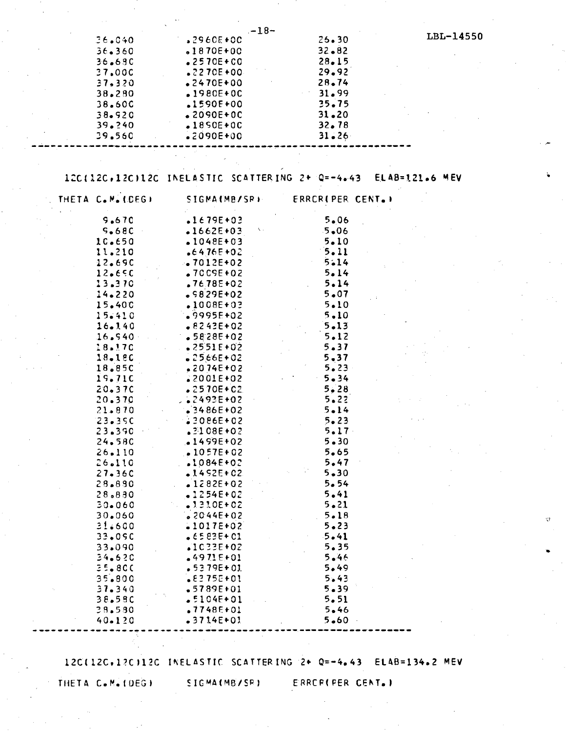| | | |
|---|---|---|
| 36.040 | .2960E+00 | 26.30 |
| 36.360 | .1870E+00 | 32.82 |
| 36.680 | .2570E+00 | 28.15 |
| 37.000 | .2270E+00 | 29.92 |
| 37.320 | .2470E+00 | 28.74 |
| 38.280 | .1980E+00 | 31.99 |
| 38.600 | .1590E+00 | 35.75 |
| 38.920 | .2090E+00 | 31.20 |
| 39.240 | .1850E+00 | 32.78 |
| 39.560 | .2090E+00 | 31.26 |

12C(12C,12C)12C INELASTIC SCATTERING 2+ Q=-4.43 ELAB=121.6 MEV

| THETA C.M.(DEG) | SIGMA(MB/SR) | ERROR(PER CENT.) |
|---|---|---|
| 9.670 | .1679E+03 | 5.06 |
| 9.680 | .1662E+03 | 5.06 |
| 10.650 | .1048E+03 | 5.10 |
| 11.210 | .6476E+02 | 5.11 |
| 12.690 | .7012E+02 | 5.14 |
| 12.690 | .7009E+02 | 5.14 |
| 13.370 | .7678E+02 | 5.14 |
| 14.220 | .9829E+02 | 5.07 |
| 15.400 | .1008E+03 | 5.10 |
| 15.410 | .9995E+02 | 5.10 |
| 16.140 | .8243E+02 | 5.13 |
| 16.940 | .5828E+02 | 5.12 |
| 18.170 | .2551E+02 | 5.37 |
| 18.180 | .2566E+02 | 5.37 |
| 18.850 | .2074E+02 | 5.23 |
| 19.710 | .2001E+02 | 5.34 |
| 20.370 | .2570E+02 | 5.28 |
| 20.370 | .2493E+02 | 5.22 |
| 21.870 | .3486E+02 | 5.14 |
| 23.390 | .3086E+02 | 5.23 |
| 23.390 | .3108E+02 | 5.17 |
| 24.580 | .1499E+02 | 5.30 |
| 26.110 | .1057E+02 | 5.65 |
| 26.110 | .1084E+02 | 5.47 |
| 27.360 | .1492E+02 | 5.30 |
| 28.890 | .1282E+02 | 5.54 |
| 28.880 | .1254E+02 | 5.41 |
| 30.060 | .1310E+02 | 5.21 |
| 30.060 | .2044E+02 | 5.18 |
| 31.600 | .1017E+02 | 5.23 |
| 33.090 | .6583E+01 | 5.41 |
| 33.090 | .1033E+02 | 5.35 |
| 34.620 | .4971E+01 | 5.46 |
| 35.800 | .5379E+01 | 5.49 |
| 35.800 | .8375E+01 | 5.43 |
| 37.340 | .5789E+01 | 5.39 |
| 38.580 | .5104E+01 | 5.51 |
| 38.580 | .7748E+01 | 5.46 |
| 40.120 | .3714E+01 | 5.60 |

12C(12C,12C)12C INELASTIC SCATTERING 2+ Q=-4.43 ELAB=134.2 MEV

| THETA C.M.(DEG) | SIGMA(MB/SR) | ERROR(PER CENT.) |
|---|---|---|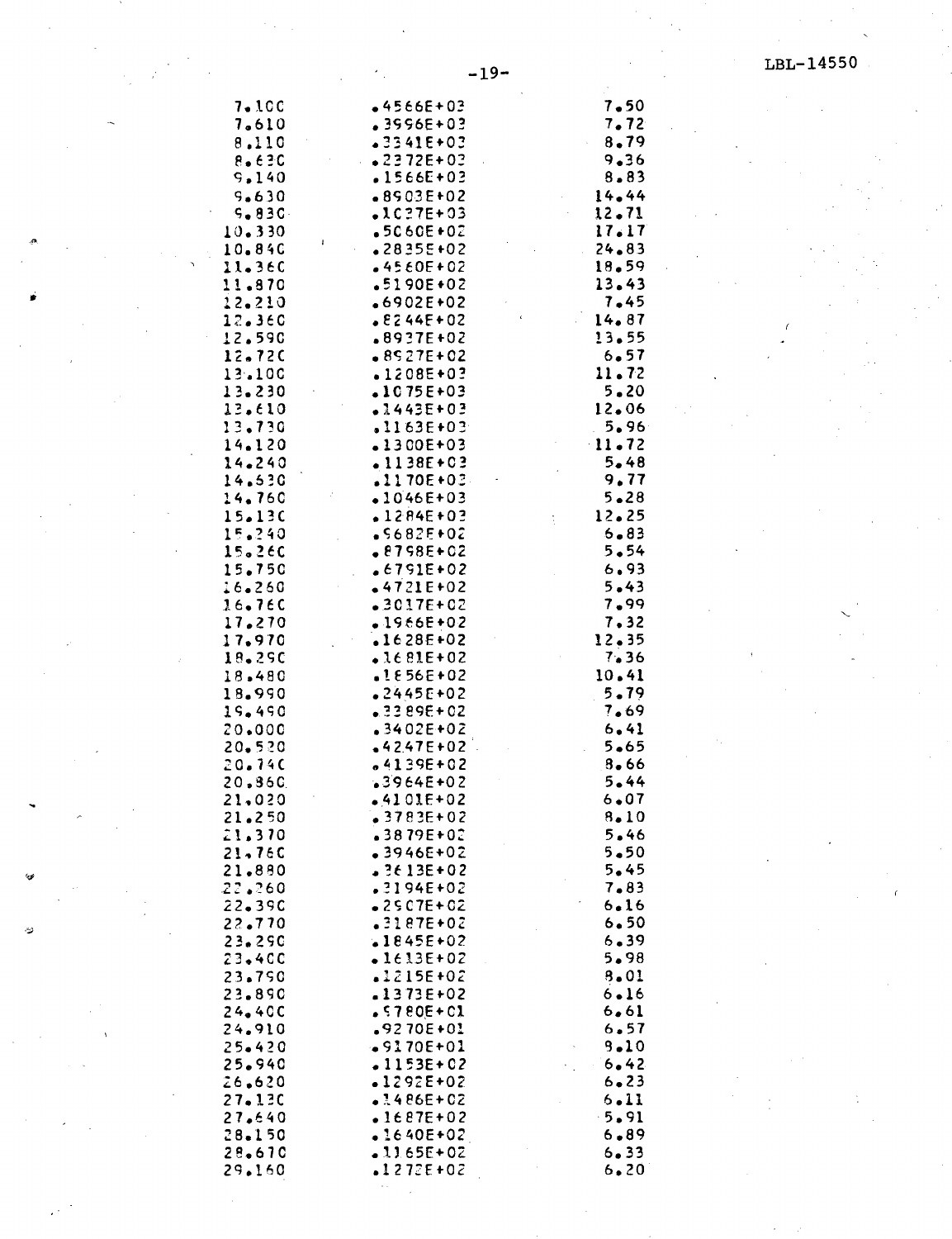| | | |
|---|---|---|
| 7.100 | .4566E+03 | 7.50 |
| 7.610 | .3996E+03 | 7.72 |
| 8.110 | .3341E+03 | 8.79 |
| 8.630 | .2372E+03 | 9.36 |
| 9.140 | .1566E+03 | 8.83 |
| 9.630 | .8903E+02 | 14.44 |
| 9.830 | .1027E+03 | 12.71 |
| 10.330 | .5060E+02 | 17.17 |
| 10.840 | .2835E+02 | 24.83 |
| 11.360 | .4560E+02 | 18.59 |
| 11.870 | .5190E+02 | 13.43 |
| 12.210 | .6902E+02 | 7.45 |
| 12.360 | .8244E+02 | 14.87 |
| 12.590 | .8937E+02 | 13.55 |
| 12.720 | .8927E+02 | 6.57 |
| 13.100 | .1208E+03 | 11.72 |
| 13.230 | .1075E+03 | 5.20 |
| 13.610 | .1443E+03 | 12.06 |
| 13.730 | .1163E+03 | 5.96 |
| 14.120 | .1300E+03 | 11.72 |
| 14.240 | .1138E+03 | 5.48 |
| 14.630 | .1170E+03 | 9.77 |
| 14.760 | .1046E+03 | 5.28 |
| 15.130 | .1284E+03 | 12.25 |
| 15.240 | .9682E+02 | 6.83 |
| 15.260 | .8798E+02 | 5.54 |
| 15.750 | .6791E+02 | 6.93 |
| 16.260 | .4721E+02 | 5.43 |
| 16.760 | .3017E+02 | 7.99 |
| 17.270 | .1966E+02 | 7.32 |
| 17.970 | .1628E+02 | 12.35 |
| 18.290 | .1681E+02 | 7.36 |
| 18.480 | .1856E+02 | 10.41 |
| 18.990 | .2445E+02 | 5.79 |
| 19.490 | .3389E+02 | 7.69 |
| 20.000 | .3402E+02 | 6.41 |
| 20.520 | .4247E+02 | 5.65 |
| 20.740 | .4139E+02 | 8.66 |
| 20.860 | .3964E+02 | 5.44 |
| 21.020 | .4101E+02 | 6.07 |
| 21.250 | .3783E+02 | 8.10 |
| 21.370 | .3879E+02 | 5.46 |
| 21.760 | .3946E+02 | 5.50 |
| 21.880 | .3613E+02 | 5.45 |
| 22.260 | .3194E+02 | 7.83 |
| 22.390 | .2907E+02 | 6.16 |
| 22.770 | .3187E+02 | 6.50 |
| 23.290 | .1845E+02 | 6.39 |
| 23.400 | .1613E+02 | 5.98 |
| 23.790 | .1215E+02 | 8.01 |
| 23.890 | .1373E+02 | 6.16 |
| 24.400 | .9780E+01 | 6.61 |
| 24.910 | .9270E+01 | 6.57 |
| 25.420 | .9170E+01 | 9.10 |
| 25.940 | .1153E+02 | 6.42 |
| 26.620 | .1292E+02 | 6.23 |
| 27.130 | .1486E+02 | 6.11 |
| 27.640 | .1687E+02 | 5.91 |
| 28.150 | .1640E+02 | 6.89 |
| 28.670 | .1165E+02 | 6.33 |
| 29.160 | .1272E+02 | 6.20 |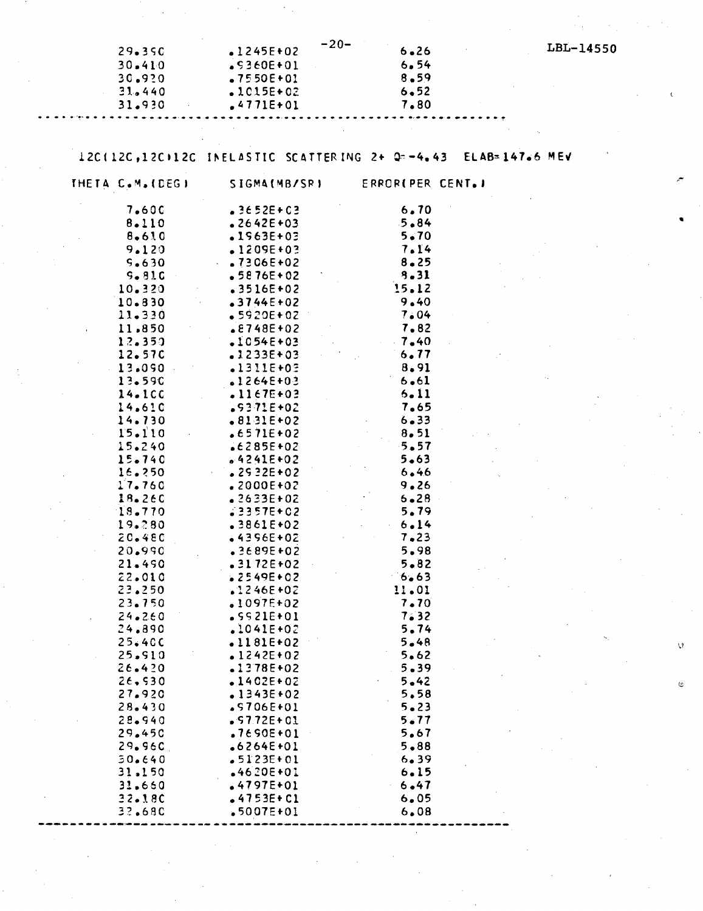| | | |
|---|---|---|
| 29.390 | .1245E+02 | 6.26 |
| 30.410 | .9360E+01 | 6.54 |
| 30.920 | .7550E+01 | 8.59 |
| 31.440 | .1015E+02 | 6.52 |
| 31.930 | .4771E+01 | 7.80 |

12C(12C,12C)12C INELASTIC SCATTERING 2+ Q=-4.43 ELAB=147.6 MEV

| THETA C.M.(DEG) | SIGMA(MB/SR) | ERROR(PER CENT.) |
|---|---|---|
| 7.600 | .3652E+03 | 6.70 |
| 8.110 | .2642E+03 | 5.84 |
| 8.610 | .1963E+03 | 5.70 |
| 9.120 | .1209E+03 | 7.14 |
| 9.630 | .7306E+02 | 8.25 |
| 9.810 | .5876E+02 | 9.31 |
| 10.320 | .3516E+02 | 15.12 |
| 10.830 | .3744E+02 | 9.40 |
| 11.330 | .5920E+02 | 7.04 |
| 11.850 | .8748E+02 | 7.82 |
| 12.350 | .1054E+03 | 7.40 |
| 12.570 | .1233E+03 | 6.77 |
| 13.090 | .1311E+03 | 8.91 |
| 13.590 | .1264E+03 | 6.61 |
| 14.100 | .1167E+03 | 6.11 |
| 14.610 | .9371E+02 | 7.65 |
| 14.730 | .8131E+02 | 6.33 |
| 15.110 | .6571E+02 | 8.51 |
| 15.240 | .6285E+02 | 5.57 |
| 15.740 | .4241E+02 | 5.63 |
| 16.250 | .2932E+02 | 6.46 |
| 17.760 | .2000E+02 | 9.26 |
| 18.260 | .2633E+02 | 6.28 |
| 18.770 | .3357E+02 | 5.79 |
| 19.280 | .3861E+02 | 6.14 |
| 20.480 | .4396E+02 | 7.23 |
| 20.990 | .3689E+02 | 5.98 |
| 21.490 | .3172E+02 | 5.82 |
| 22.010 | .2549E+02 | 6.63 |
| 23.250 | .1246E+02 | 11.01 |
| 23.750 | .1097E+02 | 7.70 |
| 24.260 | .9921E+01 | 7.32 |
| 24.890 | .1041E+02 | 5.74 |
| 25.400 | .1181E+02 | 5.48 |
| 25.910 | .1242E+02 | 5.62 |
| 26.420 | .1378E+02 | 5.39 |
| 26.930 | .1402E+02 | 5.42 |
| 27.920 | .1343E+02 | 5.58 |
| 28.430 | .9706E+01 | 5.23 |
| 28.940 | .9772E+01 | 5.77 |
| 29.450 | .7690E+01 | 5.67 |
| 29.960 | .6264E+01 | 5.88 |
| 30.640 | .5123E+01 | 6.39 |
| 31.150 | .4620E+01 | 6.15 |
| 31.660 | .4797E+01 | 6.47 |
| 32.180 | .4753E+01 | 6.05 |
| 32.680 | .5007E+01 | 6.08 |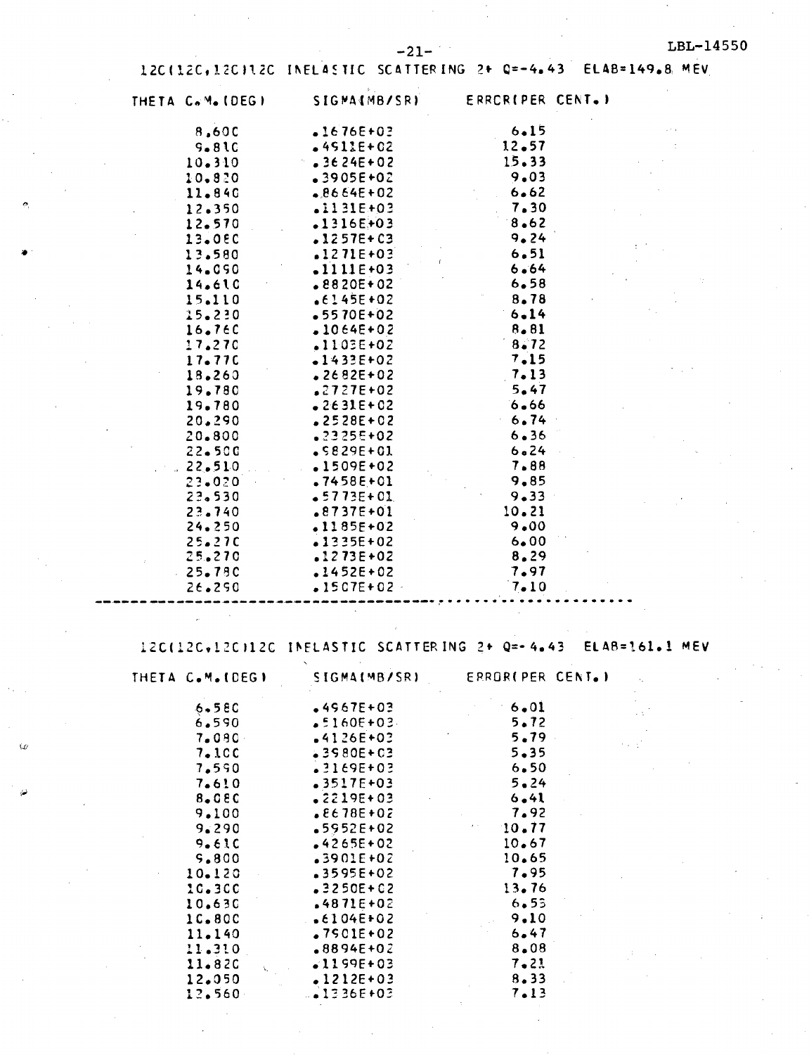## 12C(12C,12C)12C INELASTIC SCATTERING 2+ Q=-4.43 ELAB=149.8 MEV

| THETA C.M.(DEG) | SIGMA(MB/SR) | ERROR(PER CENT.) |
|---|---|---|
| 8.600 | .1676E+03 | 6.15 |
| 9.810 | .4911E+02 | 12.57 |
| 10.310 | .3624E+02 | 15.33 |
| 10.820 | .3905E+02 | 9.03 |
| 11.840 | .8664E+02 | 6.62 |
| 12.350 | .1131E+03 | 7.30 |
| 12.570 | .1316E+03 | 8.62 |
| 13.080 | .1257E+03 | 9.24 |
| 13.580 | .1271E+03 | 6.51 |
| 14.090 | .1111E+03 | 6.64 |
| 14.610 | .8820E+02 | 6.58 |
| 15.110 | .6145E+02 | 8.78 |
| 15.230 | .5570E+02 | 6.14 |
| 16.760 | .1064E+02 | 8.81 |
| 17.270 | .1103E+02 | 8.72 |
| 17.770 | .1433E+02 | 7.15 |
| 18.260 | .2682E+02 | 7.13 |
| 19.780 | .2727E+02 | 5.47 |
| 19.780 | .2631E+02 | 6.66 |
| 20.290 | .2528E+02 | 6.74 |
| 20.800 | .2325E+02 | 6.36 |
| 22.500 | .9829E+01 | 6.24 |
| 22.510 | .1509E+02 | 7.88 |
| 23.020 | .7458E+01 | 9.85 |
| 23.530 | .5773E+01 | 9.33 |
| 23.740 | .8737E+01 | 10.21 |
| 24.250 | .1185E+02 | 9.00 |
| 25.270 | .1335E+02 | 6.00 |
| 25.270 | .1273E+02 | 8.29 |
| 25.780 | .1452E+02 | 7.97 |
| 26.290 | .1507E+02 | 7.10 |

---

## 12C(12C,12C)12C INELASTIC SCATTERING 2+ Q=-4.43 ELAB=161.1 MEV

| THETA C.M.(DEG) | SIGMA(MB/SR) | ERROR(PER CENT.) |
|---|---|---|
| 6.580 | .4967E+03 | 6.01 |
| 6.590 | .5160E+03 | 5.72 |
| 7.080 | .4126E+03 | 5.79 |
| 7.100 | .3980E+03 | 5.35 |
| 7.590 | .3169E+03 | 6.50 |
| 7.610 | .3517E+03 | 5.24 |
| 8.080 | .2219E+03 | 6.41 |
| 9.100 | .8678E+02 | 7.92 |
| 9.290 | .5952E+02 | 10.77 |
| 9.610 | .4265E+02 | 10.67 |
| 9.800 | .3901E+02 | 10.65 |
| 10.120 | .3595E+02 | 7.95 |
| 10.300 | .3250E+02 | 13.76 |
| 10.630 | .4871E+02 | 6.55 |
| 10.800 | .6104E+02 | 9.10 |
| 11.140 | .7901E+02 | 6.47 |
| 11.310 | .8894E+02 | 8.08 |
| 11.820 | .1199E+03 | 7.21 |
| 12.050 | .1212E+03 | 8.33 |
| 12.560 | .1336E+03 | 7.13 |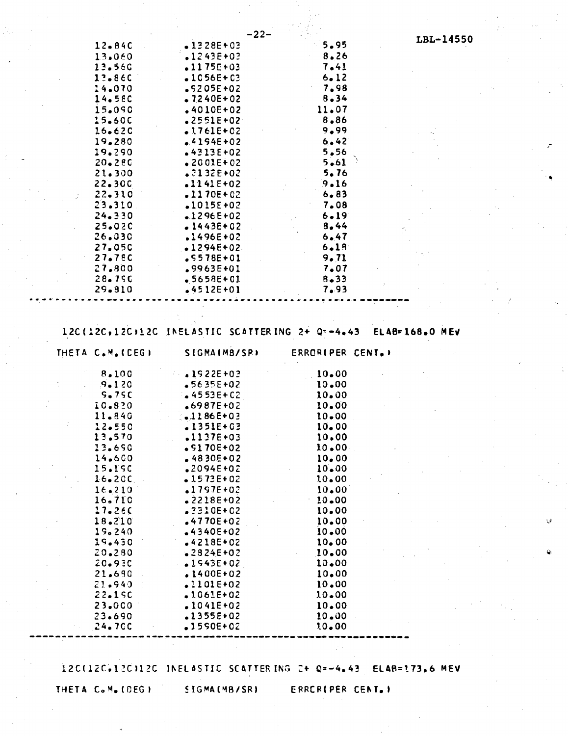| THETA C.M.(DEG) | SIGMA(MB/SR) | ERROR(PER CENT.) |
|---|---|---|
| 12.840 | .1328E+03 | 5.95 |
| 13.060 | .1243E+03 | 8.26 |
| 13.560 | .1175E+03 | 7.41 |
| 13.860 | .1056E+03 | 6.12 |
| 14.070 | .9205E+02 | 7.98 |
| 14.580 | .7240E+02 | 8.34 |
| 15.090 | .4010E+02 | 11.07 |
| 15.600 | .2551E+02 | 8.86 |
| 16.620 | .1761E+02 | 9.99 |
| 19.280 | .4194E+02 | 6.42 |
| 19.290 | .4313E+02 | 5.56 |
| 20.280 | .2001E+02 | 5.61 |
| 21.300 | .2132E+02 | 5.76 |
| 22.300 | .1141E+02 | 9.16 |
| 22.310 | .1170E+02 | 6.83 |
| 23.310 | .1015E+02 | 7.08 |
| 24.330 | .1296E+02 | 6.19 |
| 25.020 | .1443E+02 | 8.44 |
| 26.030 | .1496E+02 | 6.47 |
| 27.050 | .1294E+02 | 6.18 |
| 27.780 | .9578E+01 | 9.71 |
| 27.800 | .9963E+01 | 7.07 |
| 28.790 | .5658E+01 | 8.33 |
| 29.810 | .4512E+01 | 7.93 |

12C(12C,12C)12C INELASTIC SCATTERING 2+ Q=-4.43 ELAB=168.0 MEV

| THETA C.M.(DEG) | SIGMA(MB/SR) | ERROR(PER CENT.) |
|---|---|---|
| 8.100 | .1922E+03 | 10.00 |
| 9.120 | .5635E+02 | 10.00 |
| 9.790 | .4553E+02 | 10.00 |
| 10.820 | .6987E+02 | 10.00 |
| 11.840 | .1186E+03 | 10.00 |
| 12.550 | .1351E+03 | 10.00 |
| 13.570 | .1137E+03 | 10.00 |
| 13.690 | .9170E+02 | 10.00 |
| 14.600 | .4830E+02 | 10.00 |
| 15.190 | .2094E+02 | 10.00 |
| 16.200 | .1573E+02 | 10.00 |
| 16.210 | .1797E+02 | 10.00 |
| 16.710 | .2218E+02 | 10.00 |
| 17.260 | .2310E+02 | 10.00 |
| 18.210 | .4770E+02 | 10.00 |
| 19.240 | .4340E+02 | 10.00 |
| 19.430 | .4218E+02 | 10.00 |
| 20.280 | .2824E+02 | 10.00 |
| 20.930 | .1943E+02 | 10.00 |
| 21.690 | .1400E+02 | 10.00 |
| 21.940 | .1101E+02 | 10.00 |
| 22.190 | .1061E+02 | 10.00 |
| 23.000 | .1041E+02 | 10.00 |
| 23.690 | .1355E+02 | 10.00 |
| 24.700 | .1590E+02 | 10.00 |

12C(12C,12C)12C INELASTIC SCATTERING 2+ Q=-4.43 ELAB=173.6 MEV

| THETA C.M.(DEG) | SIGMA(MB/SR) | ERROR(PER CENT.) |
|---|---|---|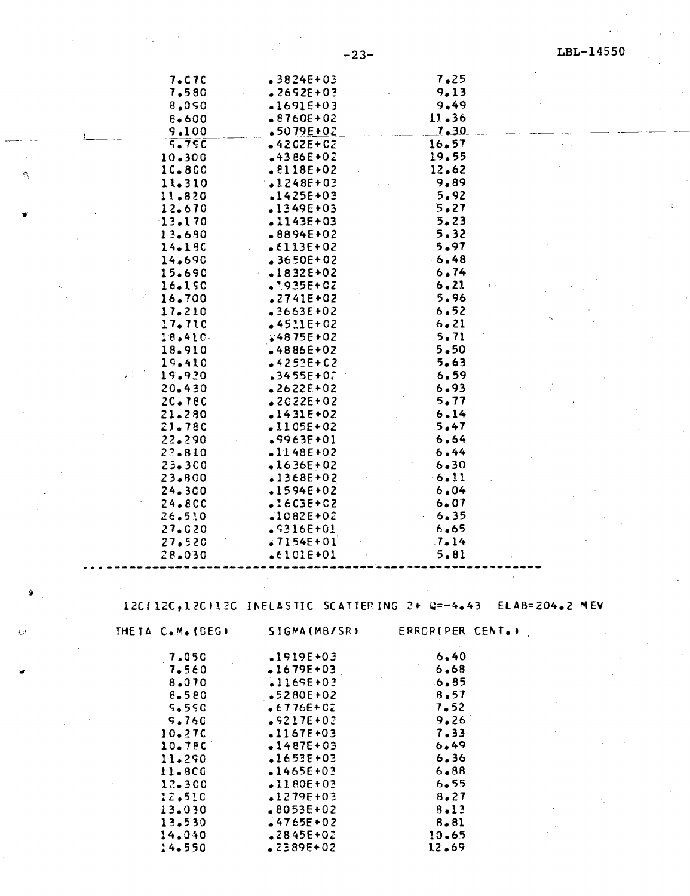| | | |
|---|---|---|
| 7.070 | .3824E+03 | 7.25 |
| 7.580 | .2692E+03 | 9.13 |
| 8.090 | .1691E+03 | 9.49 |
| 8.600 | .8760E+02 | 11.36 |
| 9.100 | .5079E+02 | 7.30 |
| 9.790 | .4202E+02 | 16.57 |
| 10.300 | .4386E+02 | 19.55 |
| 10.800 | .8118E+02 | 12.62 |
| 11.310 | .1248E+03 | 9.89 |
| 11.820 | .1425E+03 | 5.92 |
| 12.670 | .1349E+03 | 5.27 |
| 13.170 | .1143E+03 | 5.23 |
| 13.680 | .8894E+02 | 5.32 |
| 14.180 | .6113E+02 | 5.97 |
| 14.690 | .3650E+02 | 6.48 |
| 15.690 | .1832E+02 | 6.74 |
| 16.190 | .1935E+02 | 6.21 |
| 16.700 | .2741E+02 | 5.96 |
| 17.210 | .3663E+02 | 6.52 |
| 17.710 | .4511E+02 | 6.21 |
| 18.410 | .4875E+02 | 5.71 |
| 18.910 | .4886E+02 | 5.50 |
| 19.410 | .4253E+02 | 5.63 |
| 19.920 | .3455E+02 | 6.59 |
| 20.430 | .2622E+02 | 6.93 |
| 20.780 | .2022E+02 | 5.77 |
| 21.280 | .1431E+02 | 6.14 |
| 21.780 | .1105E+02 | 5.47 |
| 22.290 | .9963E+01 | 6.64 |
| 22.810 | .1148E+02 | 6.44 |
| 23.300 | .1636E+02 | 6.30 |
| 23.800 | .1368E+02 | 6.11 |
| 24.300 | .1594E+02 | 6.04 |
| 24.800 | .1603E+02 | 6.07 |
| 26.510 | .1082E+02 | 6.35 |
| 27.020 | .9316E+01 | 6.65 |
| 27.520 | .7154E+01 | 7.14 |
| 28.030 | .6101E+01 | 5.81 |

---

12C(12C,12C)12C INELASTIC SCATTERING 2+ Q=-4.43 ELAB=204.2 MEV

| THETA C.M.(DEG) | SIGMA(MB/SR) | ERROR(PER CENT.) |
|---|---|---|
| 7.050 | .1919E+03 | 6.40 |
| 7.560 | .1679E+03 | 6.68 |
| 8.070 | .1169E+03 | 6.85 |
| 8.580 | .5280E+02 | 8.57 |
| 9.590 | .6776E+02 | 7.52 |
| 9.760 | .9217E+02 | 9.26 |
| 10.270 | .1167E+03 | 7.33 |
| 10.780 | .1487E+03 | 6.49 |
| 11.290 | .1653E+03 | 6.36 |
| 11.800 | .1465E+03 | 6.88 |
| 12.300 | .1180E+03 | 6.55 |
| 12.510 | .1279E+03 | 8.27 |
| 13.030 | .8053E+02 | 8.13 |
| 13.530 | .4765E+02 | 8.81 |
| 14.040 | .2845E+02 | 10.65 |
| 14.550 | .2389E+02 | 12.69 |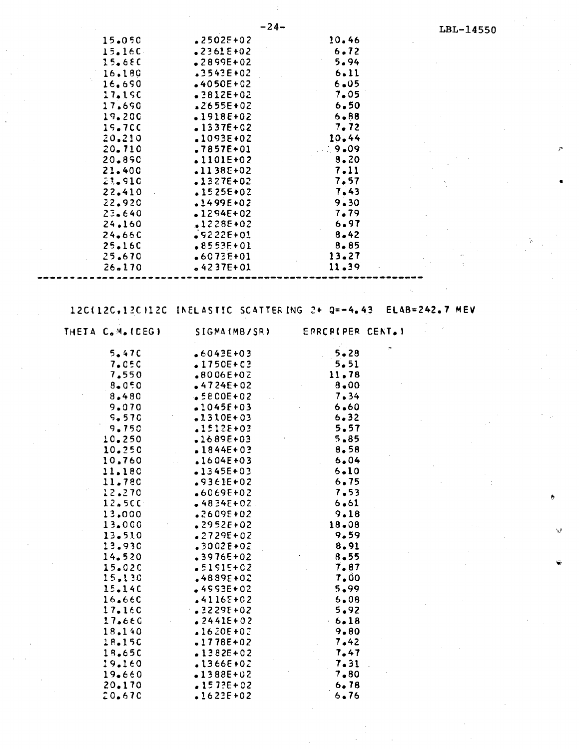| | | |
|---|---|---|
| 15.050 | .2502E+02 | 10.46 |
| 15.160 | .2361E+02 | 6.72 |
| 15.680 | .2899E+02 | 5.94 |
| 16.180 | .3543E+02 | 6.11 |
| 16.690 | .4050E+02 | 6.05 |
| 17.190 | .3812E+02 | 7.05 |
| 17.690 | .2655E+02 | 6.50 |
| 19.200 | .1918E+02 | 6.88 |
| 19.700 | .1337E+02 | 7.72 |
| 20.210 | .1093E+02 | 10.44 |
| 20.710 | .7857E+01 | 9.09 |
| 20.890 | .1101E+02 | 8.20 |
| 21.400 | .1138E+02 | 7.11 |
| 21.910 | .1327E+02 | 7.57 |
| 22.410 | .1525E+02 | 7.43 |
| 22.920 | .1499E+02 | 9.30 |
| 23.640 | .1294E+02 | 7.79 |
| 24.160 | .1228E+02 | 6.97 |
| 24.660 | .9222E+01 | 8.42 |
| 25.160 | .8553E+01 | 8.85 |
| 25.670 | .6073E+01 | 13.27 |
| 26.170 | .4237E+01 | 11.39 |

---

12C(12C,12C)12C INELASTIC SCATTERING 2+ Q=-4.43 ELAB=242.7 MEV

| THETA C.M.(DEG) | SIGMA(MB/SR) | ERROR(PER CENT.) |
|---|---|---|
| 5.470 | .6043E+03 | 5.28 |
| 7.050 | .1750E+03 | 5.51 |
| 7.550 | .8006E+02 | 11.78 |
| 8.050 | .4724E+02 | 8.00 |
| 8.480 | .5800E+02 | 7.34 |
| 9.070 | .1045E+03 | 6.60 |
| 9.570 | .1310E+03 | 6.32 |
| 9.750 | .1512E+03 | 5.57 |
| 10.250 | .1689E+03 | 5.85 |
| 10.250 | .1844E+03 | 8.58 |
| 10.760 | .1604E+03 | 6.04 |
| 11.180 | .1345E+03 | 6.10 |
| 11.780 | .9361E+02 | 6.75 |
| 12.270 | .6069E+02 | 7.53 |
| 12.500 | .4834E+02 | 6.61 |
| 13.000 | .2609E+02 | 9.18 |
| 13.000 | .2952E+02 | 18.08 |
| 13.510 | .2729E+02 | 9.59 |
| 13.930 | .3002E+02 | 8.91 |
| 14.520 | .3976E+02 | 8.55 |
| 15.020 | .5191E+02 | 7.87 |
| 15.130 | .4889E+02 | 7.00 |
| 15.140 | .4993E+02 | 5.99 |
| 16.660 | .4116E+02 | 6.08 |
| 17.160 | .3229E+02 | 5.92 |
| 17.660 | .2441E+02 | 6.18 |
| 18.140 | .1620E+02 | 9.80 |
| 18.150 | .1778E+02 | 7.42 |
| 18.650 | .1382E+02 | 7.47 |
| 19.160 | .1366E+02 | 7.31 |
| 19.660 | .1388E+02 | 7.80 |
| 20.170 | .1573E+02 | 6.78 |
| 20.670 | .1623E+02 | 6.76 |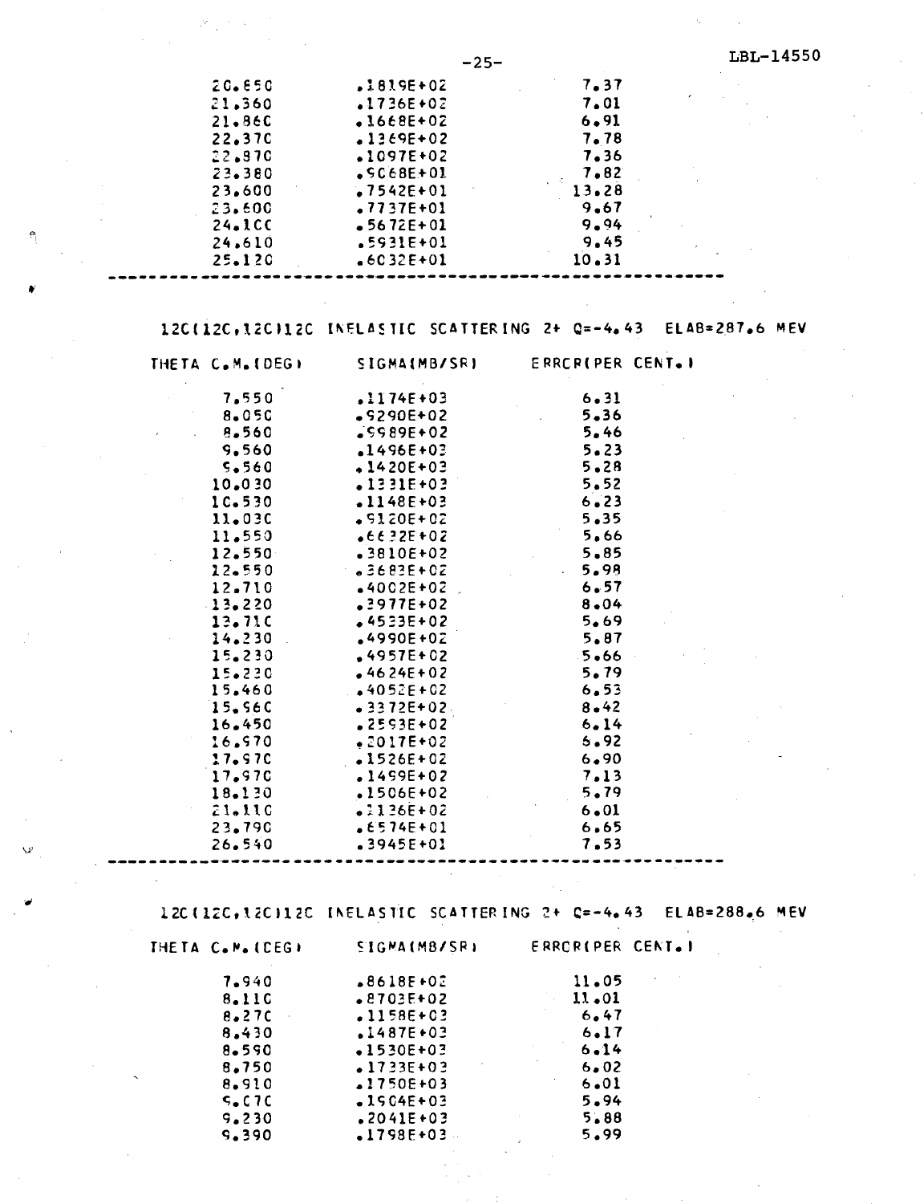| | | |
|---|---|---|
| 20.850 | .1819E+02 | 7.37 |
| 21.360 | .1736E+02 | 7.01 |
| 21.860 | .1668E+02 | 6.91 |
| 22.370 | .1369E+02 | 7.78 |
| 22.870 | .1097E+02 | 7.36 |
| 23.380 | .9068E+01 | 7.82 |
| 23.600 | .7542E+01 | 13.28 |
| 23.600 | .7737E+01 | 9.67 |
| 24.100 | .5672E+01 | 9.94 |
| 24.610 | .5931E+01 | 9.45 |
| 25.120 | .6032E+01 | 10.31 |

---

12C(12C,12C)12C INELASTIC SCATTERING 2+ Q=-4.43 ELAB=287.6 MEV

| THETA C.M.(DEG) | SIGMA(MB/SR) | ERROR(PER CENT.) |
|---|---|---|
| 7.550 | .1174E+03 | 6.31 |
| 8.050 | .9290E+02 | 5.36 |
| 8.560 | .9989E+02 | 5.46 |
| 9.560 | .1496E+03 | 5.23 |
| 9.560 | .1420E+03 | 5.28 |
| 10.030 | .1331E+03 | 5.52 |
| 10.530 | .1148E+03 | 6.23 |
| 11.030 | .9120E+02 | 5.35 |
| 11.550 | .6632E+02 | 5.66 |
| 12.550 | .3810E+02 | 5.85 |
| 12.550 | .3683E+02 | 5.98 |
| 12.710 | .4002E+02 | 6.57 |
| 13.220 | .3977E+02 | 8.04 |
| 13.710 | .4533E+02 | 5.69 |
| 14.230 | .4990E+02 | 5.87 |
| 15.230 | .4957E+02 | 5.66 |
| 15.230 | .4624E+02 | 5.79 |
| 15.460 | .4052E+02 | 6.53 |
| 15.960 | .3372E+02 | 8.42 |
| 16.450 | .2593E+02 | 6.14 |
| 16.970 | .2017E+02 | 6.92 |
| 17.970 | .1526E+02 | 6.90 |
| 17.970 | .1499E+02 | 7.13 |
| 18.130 | .1506E+02 | 5.79 |
| 21.110 | .1136E+02 | 6.01 |
| 23.790 | .6574E+01 | 6.65 |
| 26.540 | .3945E+01 | 7.53 |

---

12C(12C,12C)12C INELASTIC SCATTERING 2+ Q=-4.43 ELAB=288.6 MEV

| THETA C.M.(DEG) | SIGMA(MB/SR) | ERROR(PER CENT.) |
|---|---|---|
| 7.940 | .8618E+02 | 11.05 |
| 8.110 | .8703E+02 | 11.01 |
| 8.270 | .1158E+03 | 6.47 |
| 8.430 | .1487E+03 | 6.17 |
| 8.590 | .1530E+03 | 6.14 |
| 8.750 | .1733E+03 | 6.02 |
| 8.910 | .1750E+03 | 6.01 |
| 9.070 | .1904E+03 | 5.94 |
| 9.230 | .2041E+03 | 5.88 |
| 9.390 | .1798E+03 | 5.99 |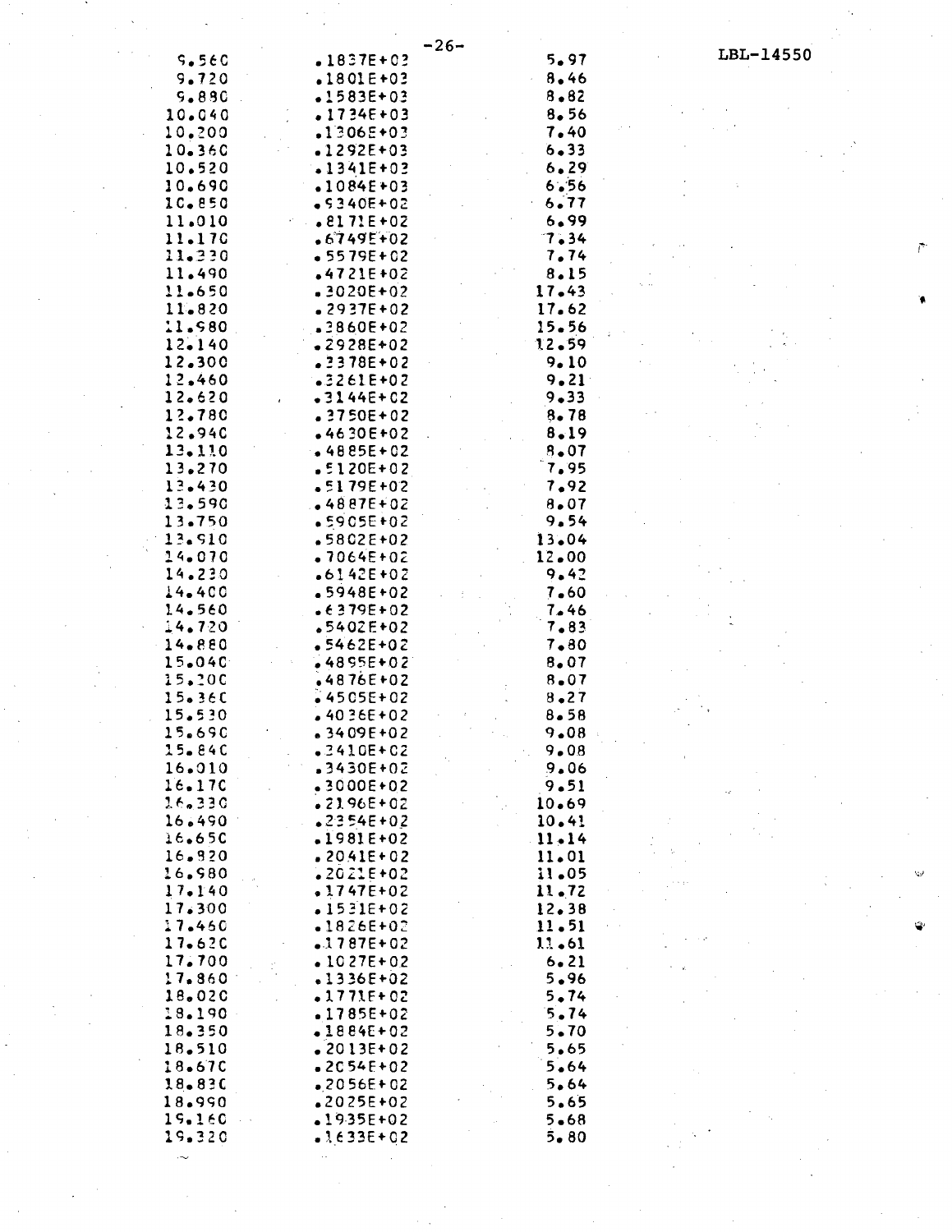| | | |
|---|---|---|
| 9.560 | .1837E+03 | 5.97 |
| 9.720 | .1801E+03 | 8.46 |
| 9.880 | .1583E+03 | 8.82 |
| 10.040 | .1734E+03 | 8.56 |
| 10.200 | .1306E+03 | 7.40 |
| 10.360 | .1292E+03 | 6.33 |
| 10.520 | .1341E+03 | 6.29 |
| 10.690 | .1084E+03 | 6.56 |
| 10.850 | .9340E+02 | 6.77 |
| 11.010 | .8171E+02 | 6.99 |
| 11.170 | .6749E+02 | 7.34 |
| 11.330 | .5579E+02 | 7.74 |
| 11.490 | .4721E+02 | 8.15 |
| 11.650 | .3020E+02 | 17.43 |
| 11.820 | .2937E+02 | 17.62 |
| 11.980 | .3860E+02 | 15.56 |
| 12.140 | .2928E+02 | 12.59 |
| 12.300 | .3378E+02 | 9.10 |
| 12.460 | .3261E+02 | 9.21 |
| 12.620 | .3144E+02 | 9.33 |
| 12.780 | .3750E+02 | 8.78 |
| 12.940 | .4630E+02 | 8.19 |
| 13.110 | .4885E+02 | 8.07 |
| 13.270 | .5120E+02 | 7.95 |
| 13.430 | .5179E+02 | 7.92 |
| 13.590 | .4887E+02 | 8.07 |
| 13.750 | .5905E+02 | 9.54 |
| 13.910 | .5802E+02 | 13.04 |
| 14.070 | .7064E+02 | 12.00 |
| 14.230 | .6142E+02 | 9.42 |
| 14.400 | .5948E+02 | 7.60 |
| 14.560 | .6379E+02 | 7.46 |
| 14.720 | .5402E+02 | 7.83 |
| 14.880 | .5462E+02 | 7.80 |
| 15.040 | .4895E+02 | 8.07 |
| 15.200 | .4876E+02 | 8.07 |
| 15.360 | .4505E+02 | 8.27 |
| 15.530 | .4036E+02 | 8.58 |
| 15.690 | .3409E+02 | 9.08 |
| 15.840 | .3410E+02 | 9.08 |
| 16.010 | .3430E+02 | 9.06 |
| 16.170 | .3000E+02 | 9.51 |
| 16.330 | .2196E+02 | 10.69 |
| 16.490 | .2354E+02 | 10.41 |
| 16.650 | .1981E+02 | 11.14 |
| 16.820 | .2041E+02 | 11.01 |
| 16.980 | .2021E+02 | 11.05 |
| 17.140 | .1747E+02 | 11.72 |
| 17.300 | .1531E+02 | 12.38 |
| 17.460 | .1826E+02 | 11.51 |
| 17.620 | .1787E+02 | 11.61 |
| 17.700 | .1027E+02 | 6.21 |
| 17.860 | .1336E+02 | 5.96 |
| 18.020 | .1771E+02 | 5.74 |
| 18.190 | .1785E+02 | 5.74 |
| 18.350 | .1884E+02 | 5.70 |
| 18.510 | .2013E+02 | 5.65 |
| 18.670 | .2054E+02 | 5.64 |
| 18.830 | .2056E+02 | 5.64 |
| 18.990 | .2025E+02 | 5.65 |
| 19.160 | .1935E+02 | 5.68 |
| 19.320 | .1633E+02 | 5.80 |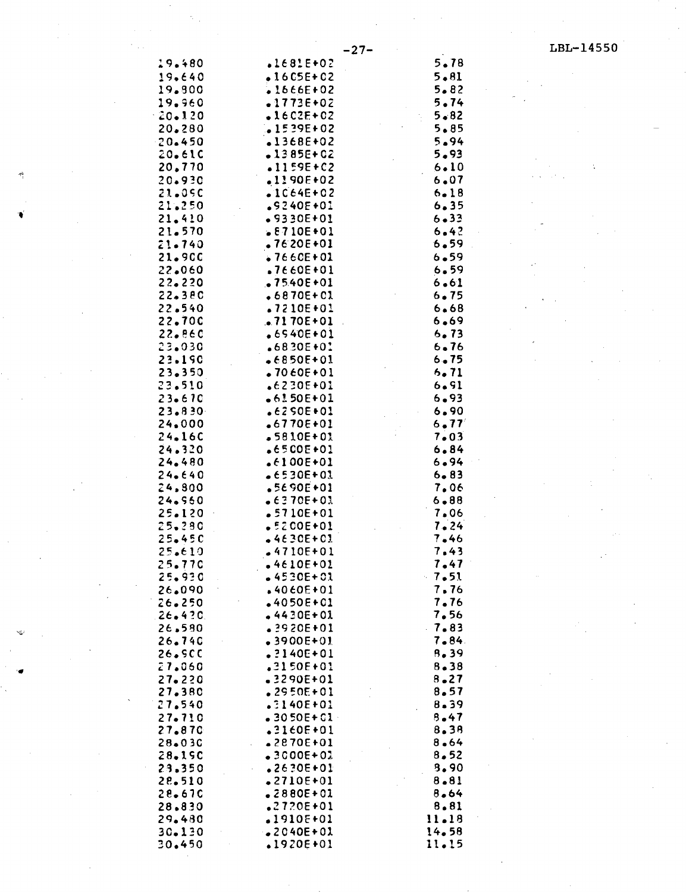| | | |
|---|---|---|
| 19.480 | .1681E+02 | 5.78 |
| 19.640 | .1605E+02 | 5.81 |
| 19.800 | .1666E+02 | 5.82 |
| 19.960 | .1773E+02 | 5.74 |
| 20.120 | .1602E+02 | 5.82 |
| 20.280 | .1539E+02 | 5.85 |
| 20.450 | .1368E+02 | 5.94 |
| 20.610 | .1385E+02 | 5.93 |
| 20.770 | .1159E+02 | 6.10 |
| 20.930 | .1190E+02 | 6.07 |
| 21.090 | .1064E+02 | 6.18 |
| 21.250 | .9240E+01 | 6.35 |
| 21.410 | .9330E+01 | 6.33 |
| 21.570 | .8710E+01 | 6.42 |
| 21.740 | .7620E+01 | 6.59 |
| 21.900 | .7660E+01 | 6.59 |
| 22.060 | .7660E+01 | 6.59 |
| 22.220 | .7540E+01 | 6.61 |
| 22.380 | .6870E+01 | 6.75 |
| 22.540 | .7210E+01 | 6.68 |
| 22.700 | .7170E+01 | 6.69 |
| 22.860 | .6940E+01 | 6.73 |
| 23.030 | .6830E+01 | 6.76 |
| 23.190 | .6850E+01 | 6.75 |
| 23.350 | .7060E+01 | 6.71 |
| 23.510 | .6230E+01 | 6.91 |
| 23.670 | .6150E+01 | 6.93 |
| 23.830 | .6290E+01 | 6.90 |
| 24.000 | .6770E+01 | 6.77 |
| 24.160 | .5810E+01 | 7.03 |
| 24.320 | .6500E+01 | 6.84 |
| 24.480 | .6100E+01 | 6.94 |
| 24.640 | .6530E+01 | 6.83 |
| 24.800 | .5690E+01 | 7.06 |
| 24.960 | .6370E+01 | 6.88 |
| 25.120 | .5710E+01 | 7.06 |
| 25.280 | .5200E+01 | 7.24 |
| 25.450 | .4630E+01 | 7.46 |
| 25.610 | .4710E+01 | 7.43 |
| 25.770 | .4610E+01 | 7.47 |
| 25.930 | .4530E+01 | 7.51 |
| 26.090 | .4060E+01 | 7.76 |
| 26.250 | .4050E+01 | 7.76 |
| 26.420 | .4430E+01 | 7.56 |
| 26.580 | .3920E+01 | 7.83 |
| 26.740 | .3900E+01 | 7.84 |
| 26.900 | .3140E+01 | 8.39 |
| 27.060 | .3150E+01 | 8.38 |
| 27.220 | .3290E+01 | 8.27 |
| 27.380 | .2950E+01 | 8.57 |
| 27.540 | .3140E+01 | 8.39 |
| 27.710 | .3050E+01 | 8.47 |
| 27.870 | .3160E+01 | 8.38 |
| 28.030 | .2870E+01 | 8.64 |
| 28.190 | .3000E+01 | 8.52 |
| 28.350 | .2630E+01 | 8.90 |
| 28.510 | .2710E+01 | 8.81 |
| 28.670 | .2880E+01 | 8.64 |
| 28.830 | .2720E+01 | 8.81 |
| 29.480 | .1910E+01 | 11.18 |
| 30.130 | .2040E+01 | 14.58 |
| 30.450 | .1920E+01 | 11.15 |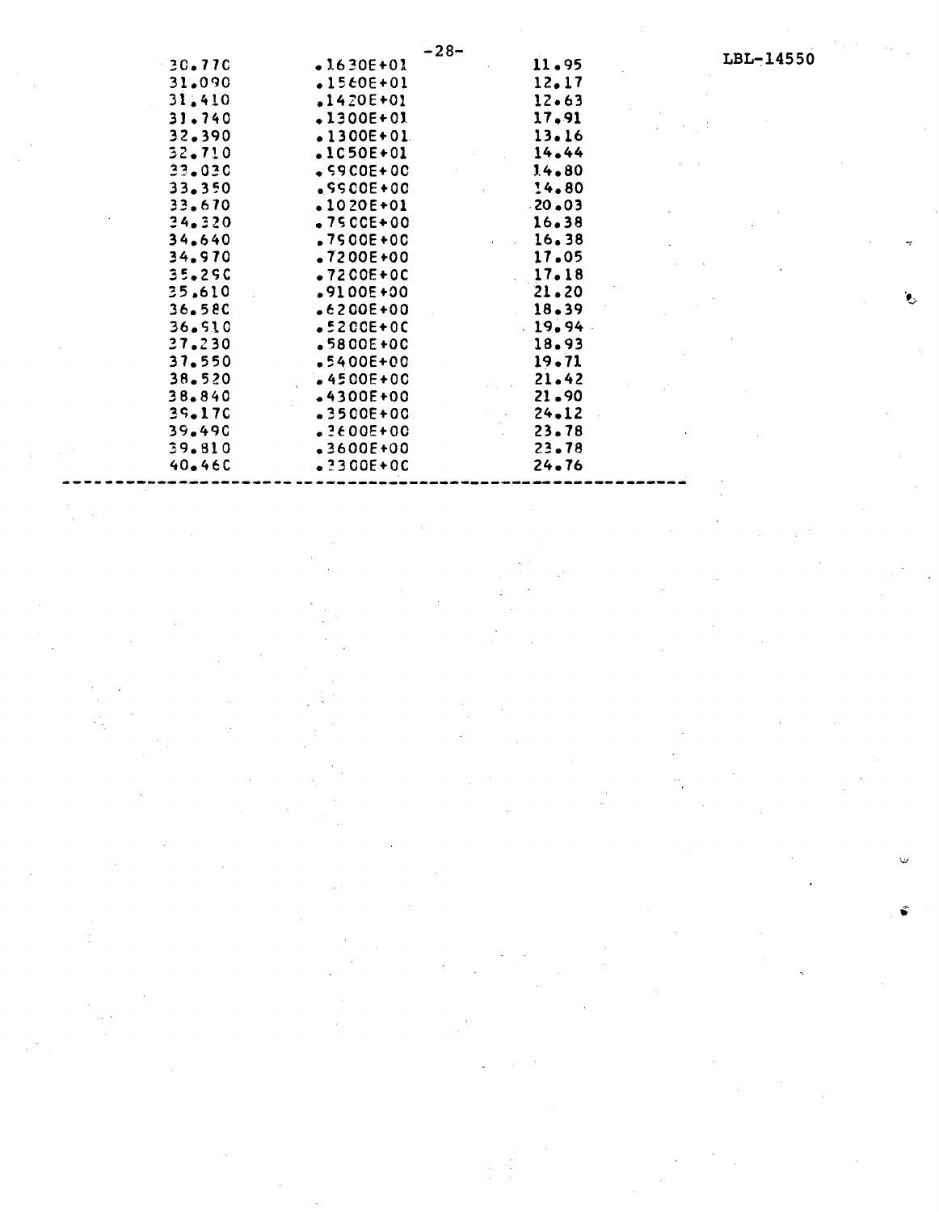| | | |
|---|---|---|
| 30.770 | .1630E+01 | 11.95 |
| 31.090 | .1560E+01 | 12.17 |
| 31.410 | .1420E+01 | 12.63 |
| 31.740 | .1300E+01 | 17.91 |
| 32.390 | .1300E+01 | 13.16 |
| 32.710 | .1050E+01 | 14.44 |
| 33.030 | .9900E+00 | 14.80 |
| 33.350 | .9900E+00 | 14.80 |
| 33.670 | .1020E+01 | 20.03 |
| 34.320 | .7900E+00 | 16.38 |
| 34.640 | .7900E+00 | 16.38 |
| 34.970 | .7200E+00 | 17.05 |
| 35.290 | .7200E+00 | 17.18 |
| 35.610 | .9100E+00 | 21.20 |
| 36.580 | .6200E+00 | 18.39 |
| 36.910 | .5200E+00 | 19.94 |
| 37.230 | .5800E+00 | 18.93 |
| 37.550 | .5400E+00 | 19.71 |
| 38.520 | .4500E+00 | 21.42 |
| 38.840 | .4300E+00 | 21.90 |
| 39.170 | .3500E+00 | 24.12 |
| 39.490 | .3600E+00 | 23.78 |
| 39.810 | .3600E+00 | 23.78 |
| 40.460 | .3300E+00 | 24.76 |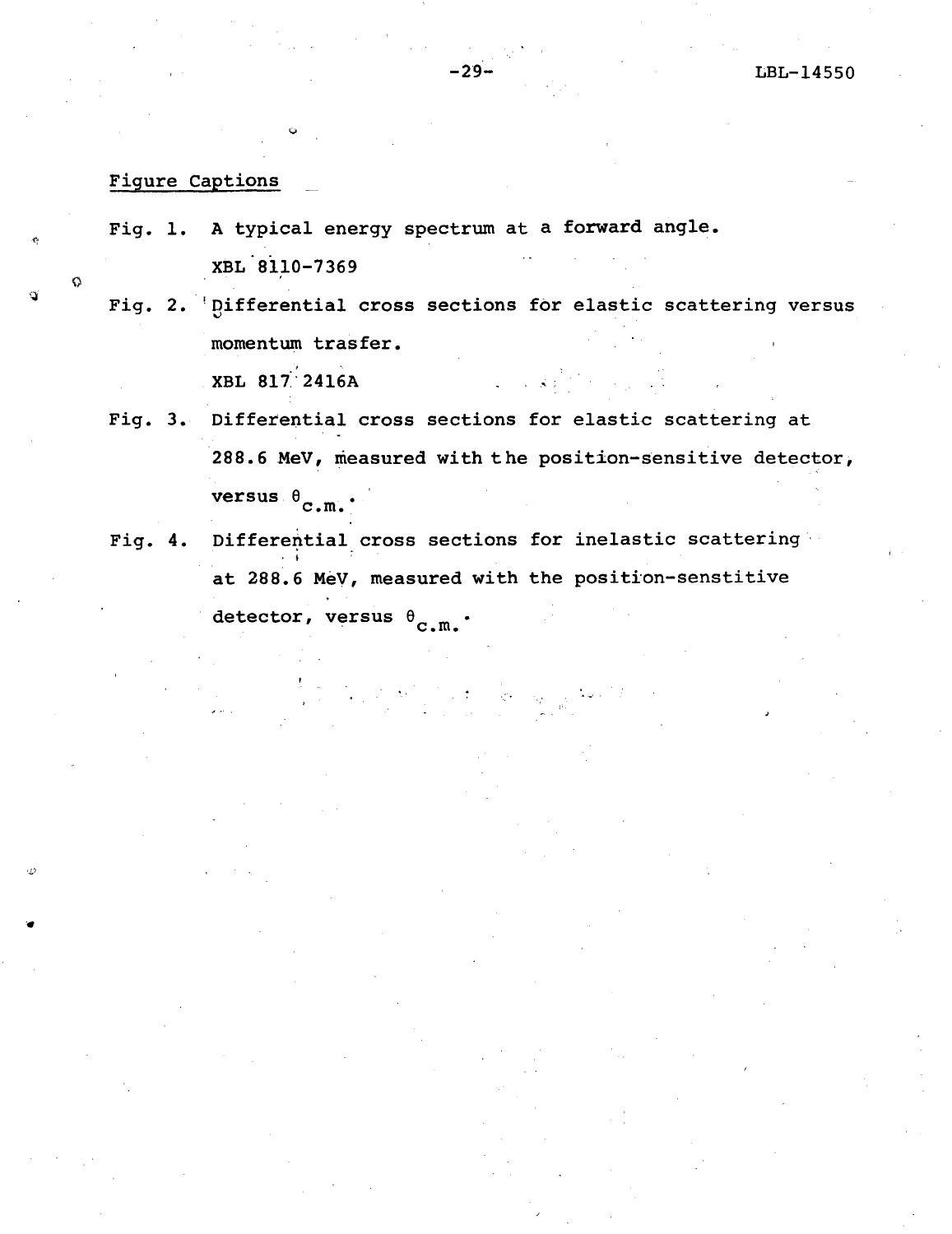## Figure Captions

Fig. 1. A typical energy spectrum at a forward angle.

XBL 8110-7369

Fig. 2. Differential cross sections for elastic scattering versus momentum trasfer.

XBL 817 2416A

Fig. 3. Differential cross sections for elastic scattering at 288.6 MeV, measured with the position-sensitive detector, versus $\theta_{c.m.}$.

Fig. 4. Differential cross sections for inelastic scattering at 288.6 MeV, measured with the position-senstitive detector, versus $\theta_{c.m.}$.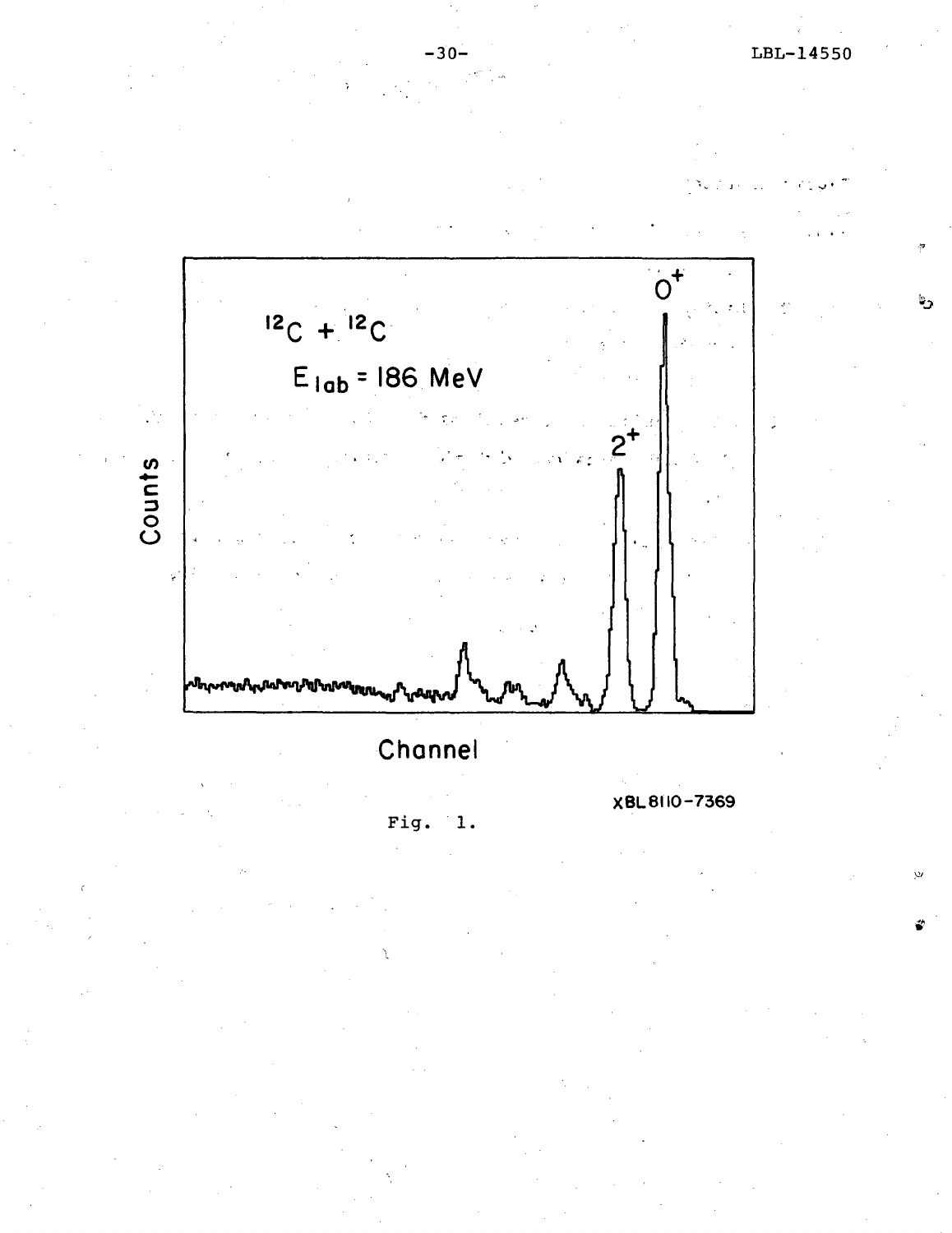XBL 8110-7369

Fig. 1.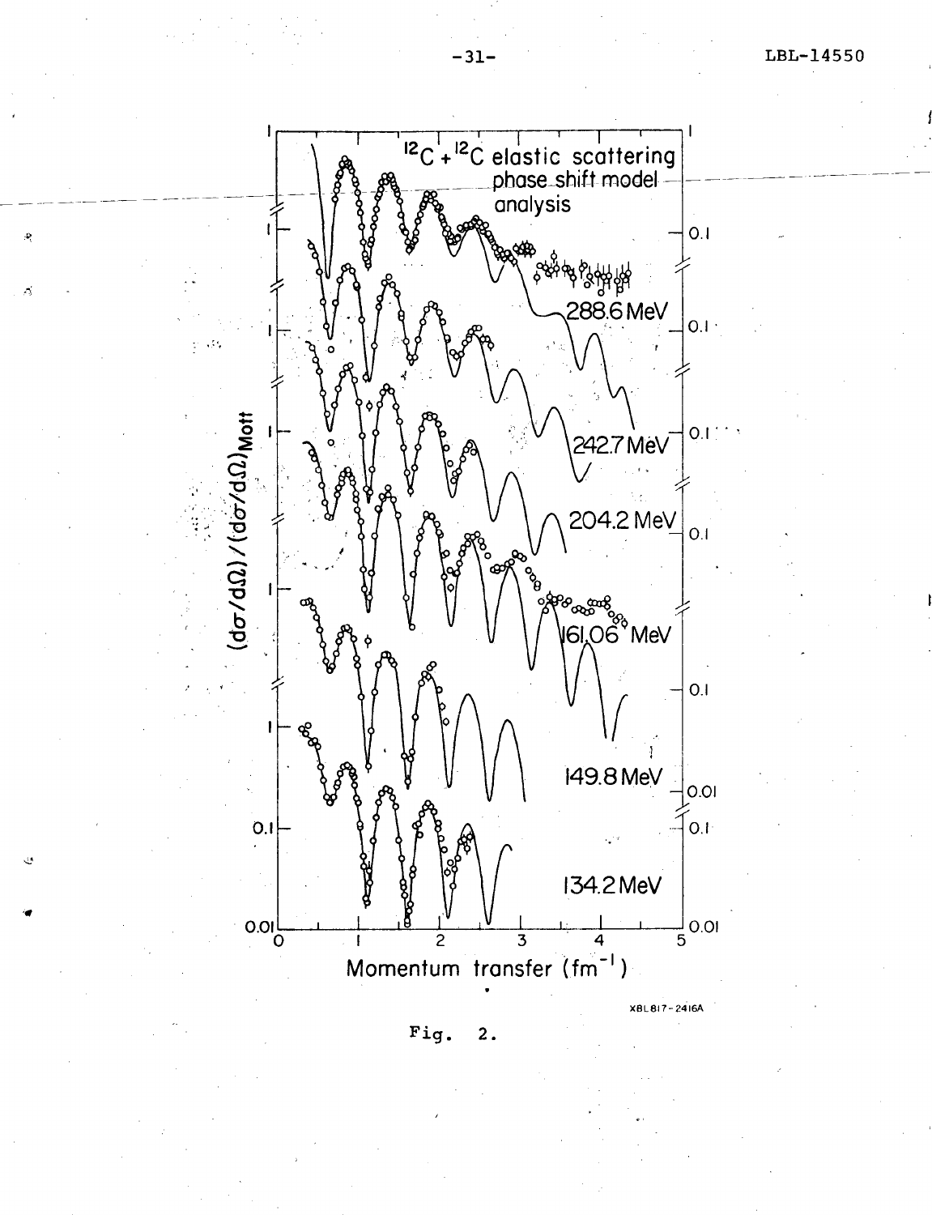Fig. 2.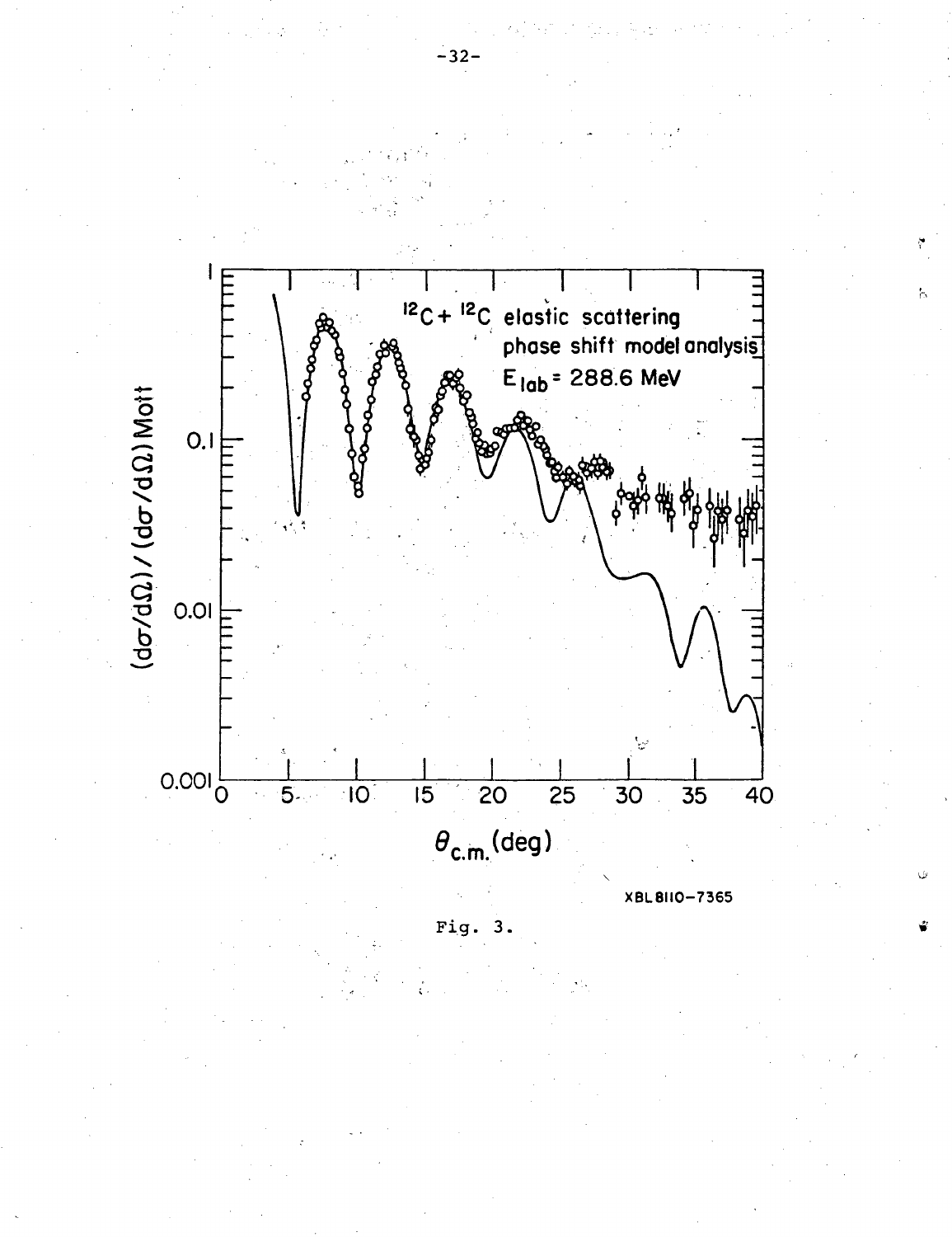Fig. 3.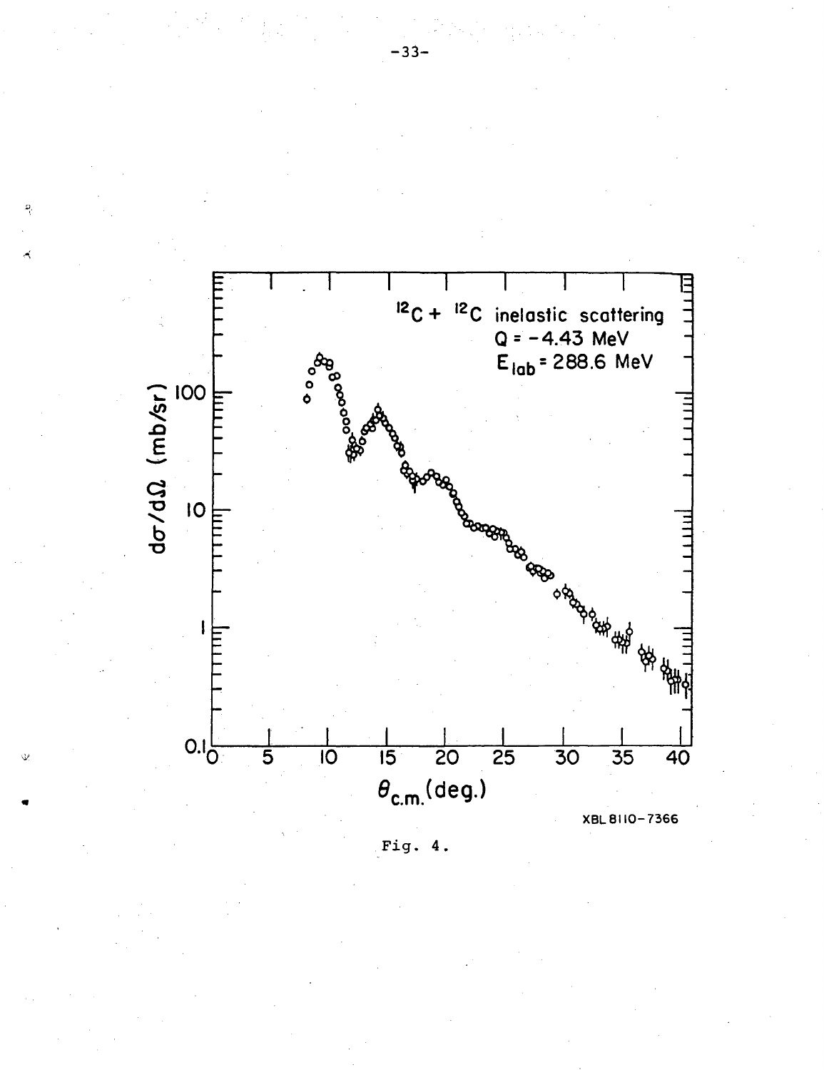Fig. 4.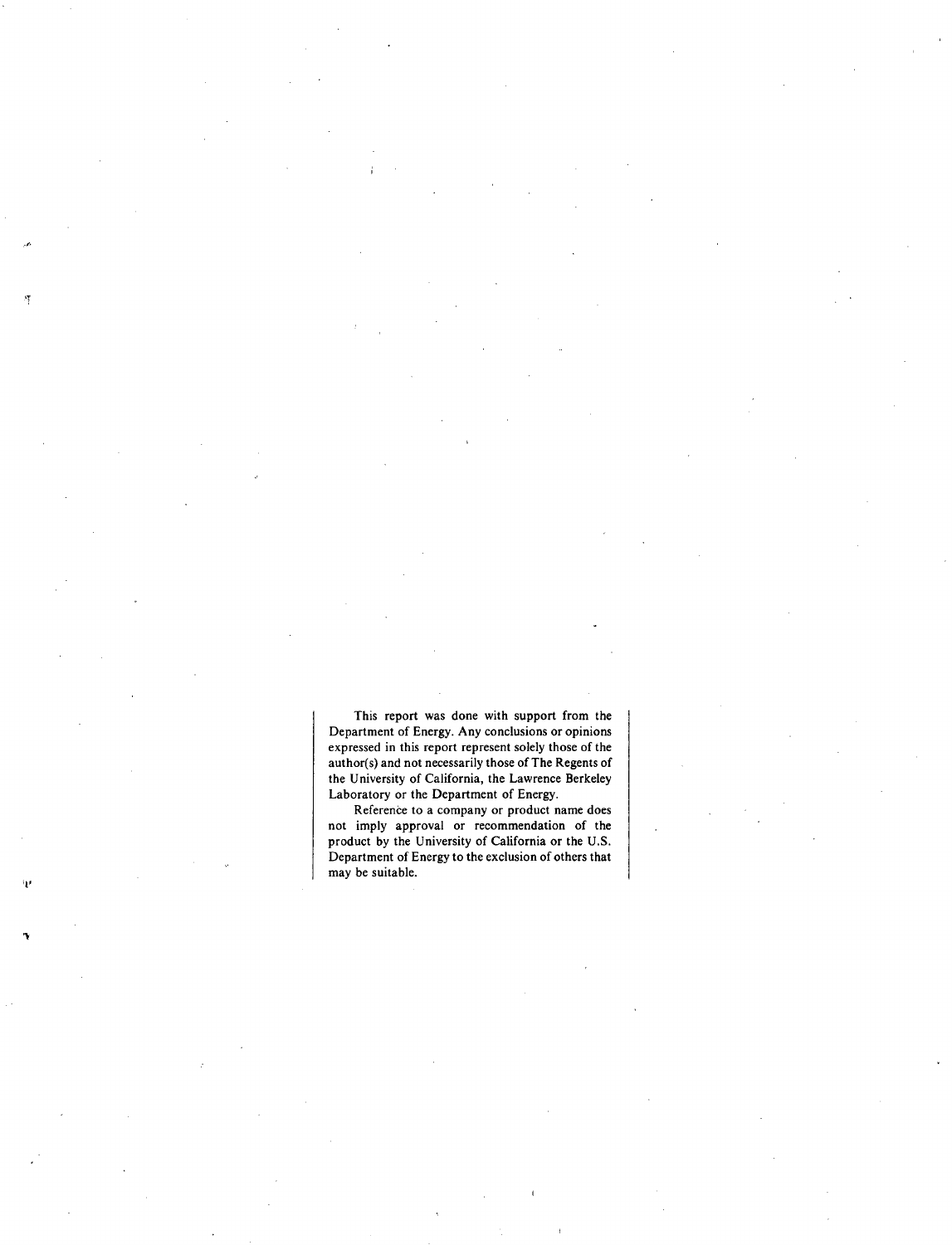This report was done with support from the Department of Energy. Any conclusions or opinions expressed in this report represent solely those of the author(s) and not necessarily those of The Regents of the University of California, the Lawrence Berkeley Laboratory or the Department of Energy.

Reference to a company or product name does not imply approval or recommendation of the product by the University of California or the U.S. Department of Energy to the exclusion of others that may be suitable.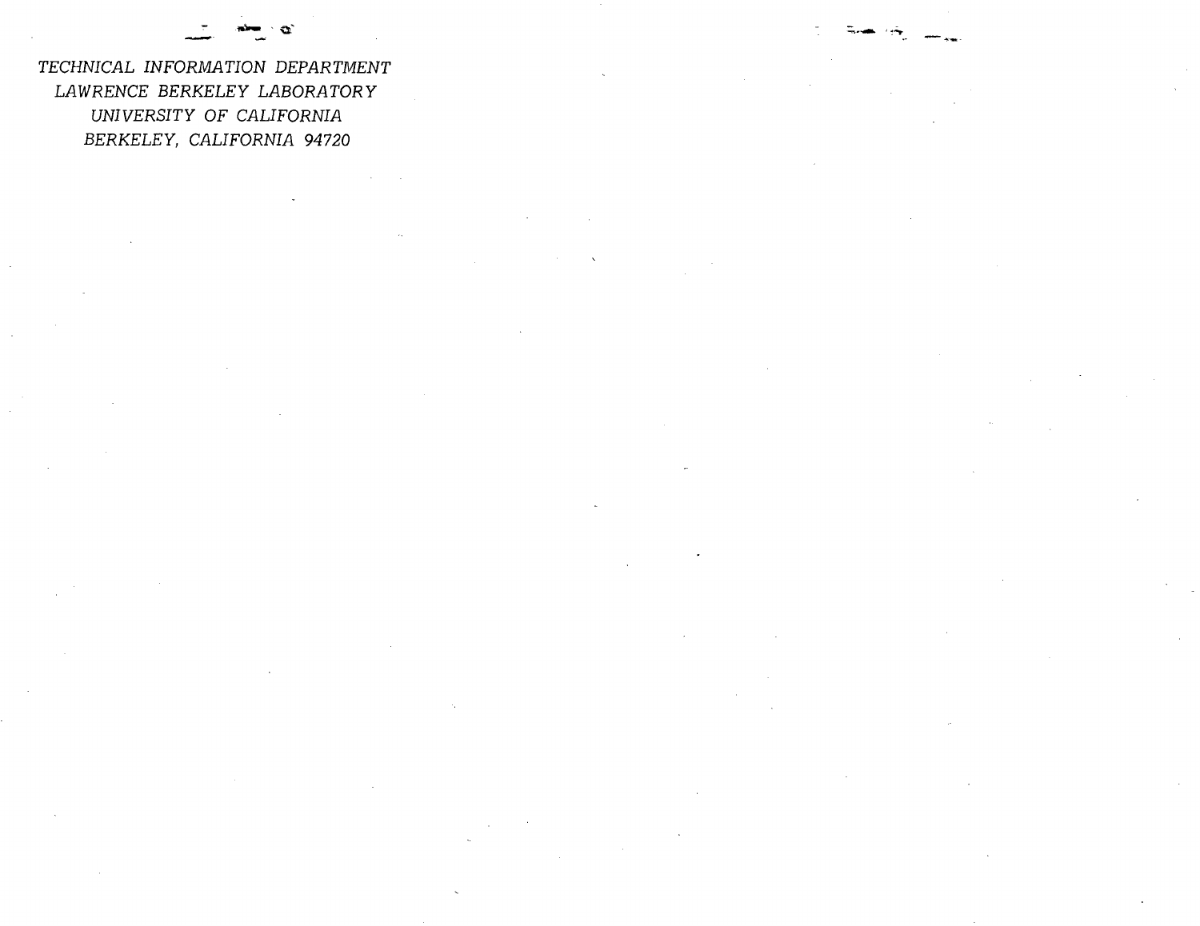TECHNICAL INFORMATION DEPARTMENT
LAWRENCE BERKELEY LABORATORY
UNIVERSITY OF CALIFORNIA
BERKELEY, CALIFORNIA 94720